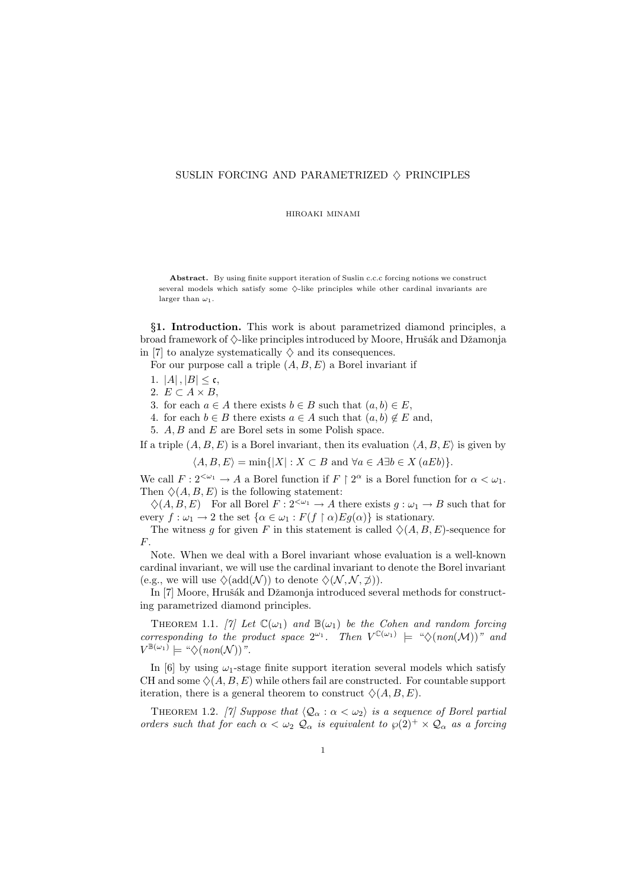# SUSLIN FORCING AND PARAMETRIZED $\diamondsuit$ PRINCIPLES

HIROAKI MINAMI

**Abstract.** By using finite support iteration of Suslin c.c.c forcing notions we construct several models which satisfy some $\diamondsuit$-like principles while other cardinal invariants are larger than $\omega_1$.

**§1. Introduction.** This work is about parametrized diamond principles, a broad framework of $\diamondsuit$-like principles introduced by Moore, Hrušák and Džamonja in [7] to analyze systematically $\diamondsuit$ and its consequences.

For our purpose call a triple $(A, B, E)$ a Borel invariant if

1. $|A|, |B| \leq \mathfrak{c}$,
2. $E \subset A \times B$,
3. for each $a \in A$ there exists $b \in B$ such that $(a, b) \in E$,
4. for each $b \in B$ there exists $a \in A$ such that $(a, b) \notin E$ and,
5. $A, B$ and $E$ are Borel sets in some Polish space.

If a triple $(A, B, E)$ is a Borel invariant, then its evaluation $\langle A, B, E\rangle$ is given by

$$\langle A, B, E\rangle = \min\{|X| : X \subset B \text{ and } \forall a \in A \exists b \in X\, (aEb)\}.$$

We call $F : 2^{<\omega_1} \to A$ a Borel function if $F \restriction 2^\alpha$ is a Borel function for $\alpha < \omega_1$. Then $\diamondsuit(A, B, E)$ is the following statement:

$\diamondsuit(A, B, E)$ For all Borel $F : 2^{<\omega_1} \to A$ there exists $g : \omega_1 \to B$ such that for every $f : \omega_1 \to 2$ the set $\{\alpha \in \omega_1 : F(f \restriction \alpha) E g(\alpha)\}$ is stationary.

The witness $g$ for given $F$ in this statement is called $\diamondsuit(A, B, E)$-sequence for $F$.

Note. When we deal with a Borel invariant whose evaluation is a well-known cardinal invariant, we will use the cardinal invariant to denote the Borel invariant (e.g., we will use $\diamondsuit(\text{add}(\mathcal{N}))$ to denote $\diamondsuit(\mathcal{N}, \mathcal{N}, \not\supset)$).

In [7] Moore, Hrušák and Džamonja introduced several methods for constructing parametrized diamond principles.

THEOREM 1.1. *[7] Let $\mathbb{C}(\omega_1)$ and $\mathbb{B}(\omega_1)$ be the Cohen and random forcing corresponding to the product space $2^{\omega_1}$. Then $V^{\mathbb{C}(\omega_1)} \models$ "$\diamondsuit(non(\mathcal{M}))$" and $V^{\mathbb{B}(\omega_1)} \models$ "$\diamondsuit(non(\mathcal{N}))$".*

In [6] by using $\omega_1$-stage finite support iteration several models which satisfy CH and some $\diamondsuit(A, B, E)$ while others fail are constructed. For countable support iteration, there is a general theorem to construct $\diamondsuit(A, B, E)$.

THEOREM 1.2. *[7] Suppose that $\langle \mathcal{Q}_\alpha : \alpha < \omega_2\rangle$ is a sequence of Borel partial orders such that for each $\alpha < \omega_2$ $\mathcal{Q}_\alpha$ is equivalent to $\wp(2)^+ \times \mathcal{Q}_\alpha$ as a forcing*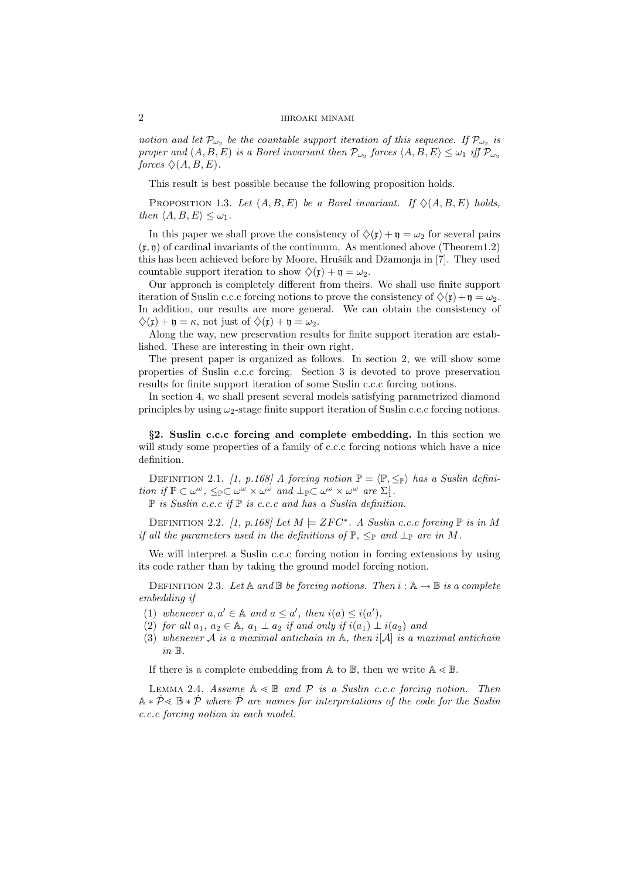*notion and let $\mathcal{P}_{\omega_2}$ be the countable support iteration of this sequence. If $\mathcal{P}_{\omega_2}$ is proper and $(A, B, E)$ is a Borel invariant then $\mathcal{P}_{\omega_2}$ forces $\langle A, B, E\rangle \leq \omega_1$ iff $\mathcal{P}_{\omega_2}$ forces $\diamondsuit(A, B, E)$.*

This result is best possible because the following proposition holds.

Proposition 1.3. *Let $(A, B, E)$ be a Borel invariant. If $\diamondsuit(A, B, E)$ holds, then $\langle A, B, E\rangle \leq \omega_1$.*

In this paper we shall prove the consistency of $\diamondsuit(\mathfrak{x}) + \mathfrak{y} = \omega_2$ for several pairs $(\mathfrak{x}, \mathfrak{y})$ of cardinal invariants of the continuum. As mentioned above (Theorem1.2) this has been achieved before by Moore, Hrušák and Džamonja in [7]. They used countable support iteration to show $\diamondsuit(\mathfrak{x}) + \mathfrak{y} = \omega_2$.

Our approach is completely different from theirs. We shall use finite support iteration of Suslin c.c.c forcing notions to prove the consistency of $\diamondsuit(\mathfrak{x}) + \mathfrak{y} = \omega_2$. In addition, our results are more general. We can obtain the consistency of $\diamondsuit(\mathfrak{x}) + \mathfrak{y} = \kappa$, not just of $\diamondsuit(\mathfrak{x}) + \mathfrak{y} = \omega_2$.

Along the way, new preservation results for finite support iteration are established. These are interesting in their own right.

The present paper is organized as follows. In section 2, we will show some properties of Suslin c.c.c forcing. Section 3 is devoted to prove preservation results for finite support iteration of some Suslin c.c.c forcing notions.

In section 4, we shall present several models satisfying parametrized diamond principles by using $\omega_2$-stage finite support iteration of Suslin c.c.c forcing notions.

## §2. Suslin c.c.c forcing and complete embedding.

In this section we will study some properties of a family of c.c.c forcing notions which have a nice definition.

Definition 2.1. *[1, p.168] A forcing notion $\mathbb{P} = \langle \mathbb{P}, \leq_{\mathbb{P}}\rangle$ has a Suslin definition if $\mathbb{P} \subset \omega^\omega$, $\leq_{\mathbb{P}} \subset \omega^\omega \times \omega^\omega$ and $\perp_{\mathbb{P}} \subset \omega^\omega \times \omega^\omega$ are $\Sigma^1_1$.*

*$\mathbb{P}$ is Suslin c.c.c if $\mathbb{P}$ is c.c.c and has a Suslin definition.*

Definition 2.2. *[1, p.168] Let $M \models ZFC^*$. A Suslin c.c.c forcing $\mathbb{P}$ is in $M$ if all the parameters used in the definitions of $\mathbb{P}$, $\leq_{\mathbb{P}}$ and $\perp_{\mathbb{P}}$ are in $M$.*

We will interpret a Suslin c.c.c forcing notion in forcing extensions by using its code rather than by taking the ground model forcing notion.

Definition 2.3. *Let $\mathbb{A}$ and $\mathbb{B}$ be forcing notions. Then $i : \mathbb{A} \to \mathbb{B}$ is a complete embedding if*

1. *whenever $a, a' \in \mathbb{A}$ and $a \leq a'$, then $i(a) \leq i(a')$,*
2. *for all $a_1$, $a_2 \in \mathbb{A}$, $a_1 \perp a_2$ if and only if $i(a_1) \perp i(a_2)$ and*
3. *whenever $\mathcal{A}$ is a maximal antichain in $\mathbb{A}$, then $i[\mathcal{A}]$ is a maximal antichain in $\mathbb{B}$.*

If there is a complete embedding from $\mathbb{A}$ to $\mathbb{B}$, then we write $\mathbb{A} \lessdot \mathbb{B}$.

Lemma 2.4. *Assume $\mathbb{A} \lessdot \mathbb{B}$ and $\mathcal{P}$ is a Suslin c.c.c forcing notion. Then $\mathbb{A} * \dot{\mathcal{P}} \lessdot \mathbb{B} * \dot{\mathcal{P}}$ where $\dot{\mathcal{P}}$ are names for interpretations of the code for the Suslin c.c.c forcing notion in each model.*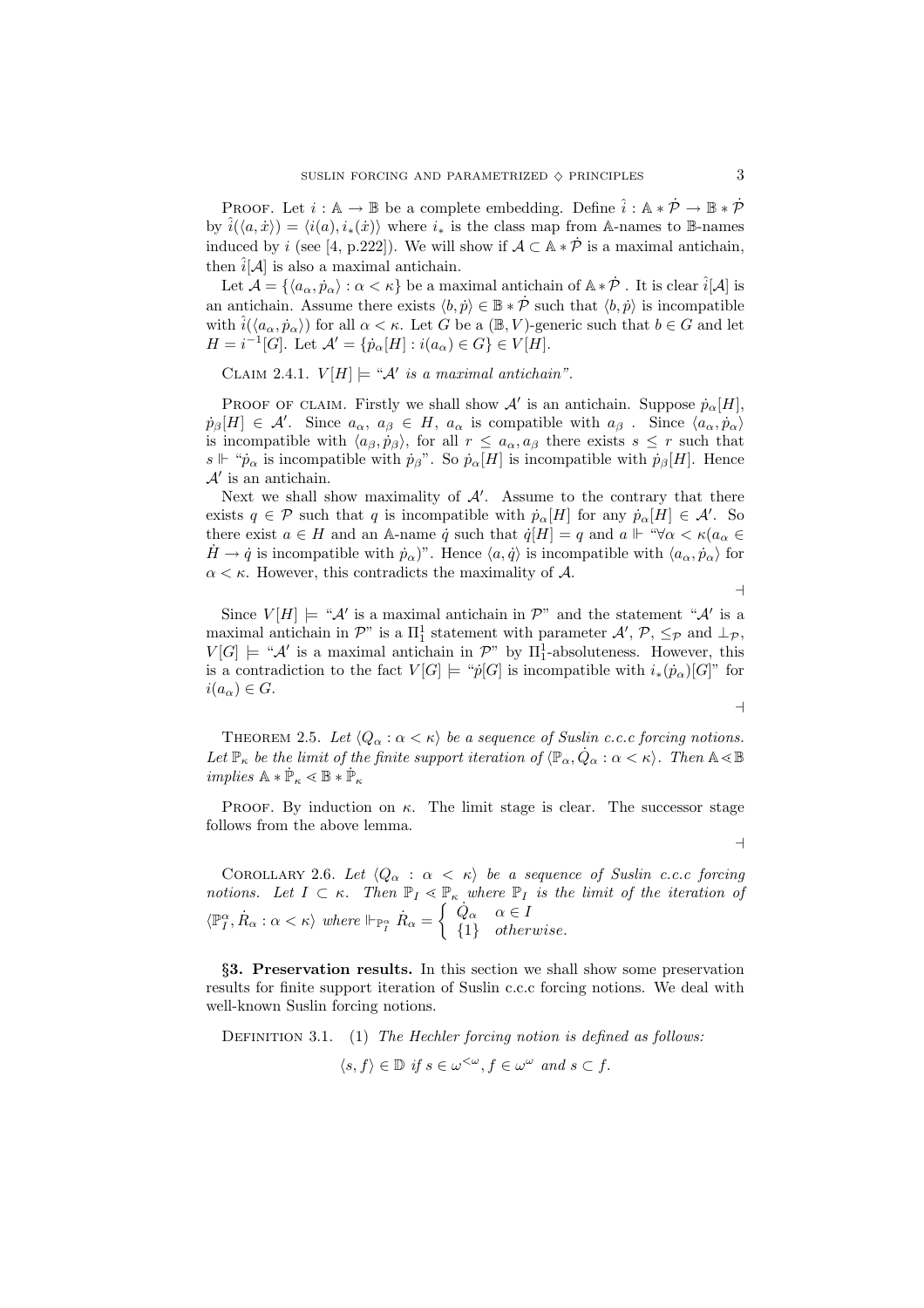PROOF. Let $i : \mathbb{A} \to \mathbb{B}$ be a complete embedding. Define $\hat{i} : \mathbb{A} * \dot{\mathcal{P}} \to \mathbb{B} * \dot{\mathcal{P}}$ by $\hat{i}(\langle a, \dot{x} \rangle) = \langle i(a), i_*(\dot{x}) \rangle$ where $i_*$ is the class map from $\mathbb{A}$-names to $\mathbb{B}$-names induced by $i$ (see [4, p.222]). We will show if $\mathcal{A} \subset \mathbb{A} * \dot{\mathcal{P}}$ is a maximal antichain, then $\hat{i}[\mathcal{A}]$ is also a maximal antichain.

Let $\mathcal{A} = \{\langle a_\alpha, \dot{p}_\alpha \rangle : \alpha < \kappa\}$ be a maximal antichain of $\mathbb{A} * \dot{\mathcal{P}}$ . It is clear $\hat{i}[\mathcal{A}]$ is an antichain. Assume there exists $\langle b, \dot{p} \rangle \in \mathbb{B} * \dot{\mathcal{P}}$ such that $\langle b, \dot{p} \rangle$ is incompatible with $\hat{i}(\langle a_\alpha, \dot{p}_\alpha \rangle)$ for all $\alpha < \kappa$. Let $G$ be a $(\mathbb{B}, V)$-generic such that $b \in G$ and let $H = i^{-1}[G]$. Let $\mathcal{A}' = \{\dot{p}_\alpha[H] : i(a_\alpha) \in G\} \in V[H]$.

CLAIM 2.4.1. *$V[H] \models$ "$\mathcal{A}'$ is a maximal antichain".*

PROOF OF CLAIM. Firstly we shall show $\mathcal{A}'$ is an antichain. Suppose $\dot{p}_\alpha[H]$, $\dot{p}_\beta[H] \in \mathcal{A}'$. Since $a_\alpha,\ a_\beta \in H$, $a_\alpha$ is compatible with $a_\beta$ . Since $\langle a_\alpha, \dot{p}_\alpha \rangle$ is incompatible with $\langle a_\beta, \dot{p}_\beta \rangle$, for all $r \leq a_\alpha, a_\beta$ there exists $s \leq r$ such that $s \Vdash$ "$\dot{p}_\alpha$ is incompatible with $\dot{p}_\beta$". So $\dot{p}_\alpha[H]$ is incompatible with $\dot{p}_\beta[H]$. Hence $\mathcal{A}'$ is an antichain.

Next we shall show maximality of $\mathcal{A}'$. Assume to the contrary that there exists $q \in \mathcal{P}$ such that $q$ is incompatible with $\dot{p}_\alpha[H]$ for any $\dot{p}_\alpha[H] \in \mathcal{A}'$. So there exist $a \in H$ and an $\mathbb{A}$-name $\dot{q}$ such that $\dot{q}[H] = q$ and $a \Vdash$ "$\forall \alpha < \kappa (a_\alpha \in \dot{H} \to \dot{q}$ is incompatible with $\dot{p}_\alpha)$". Hence $\langle a, \dot{q} \rangle$ is incompatible with $\langle a_\alpha, \dot{p}_\alpha \rangle$ for $\alpha < \kappa$. However, this contradicts the maximality of $\mathcal{A}$.

⊣

Since $V[H] \models$ "$\mathcal{A}'$ is a maximal antichain in $\mathcal{P}$" and the statement "$\mathcal{A}'$ is a maximal antichain in $\mathcal{P}$" is a $\Pi^1_1$ statement with parameter $\mathcal{A}'$, $\mathcal{P}$, $\leq_{\mathcal{P}}$ and $\perp_{\mathcal{P}}$, $V[G] \models$ "$\mathcal{A}'$ is a maximal antichain in $\mathcal{P}$" by $\Pi^1_1$-absoluteness. However, this is a contradiction to the fact $V[G] \models$ "$\dot{p}[G]$ is incompatible with $i_*(\dot{p}_\alpha)[G]$" for $i(a_\alpha) \in G$.

⊣

THEOREM 2.5. *Let $\langle Q_\alpha : \alpha < \kappa \rangle$ be a sequence of Suslin c.c.c forcing notions. Let $\mathbb{P}_\kappa$ be the limit of the finite support iteration of $\langle \mathbb{P}_\alpha, \dot{Q}_\alpha : \alpha < \kappa \rangle$. Then $\mathbb{A} \lessdot \mathbb{B}$ implies $\mathbb{A} * \dot{\mathbb{P}}_\kappa \lessdot \mathbb{B} * \dot{\mathbb{P}}_\kappa$*

PROOF. By induction on $\kappa$. The limit stage is clear. The successor stage follows from the above lemma.

⊣

COROLLARY 2.6. *Let $\langle Q_\alpha : \alpha < \kappa \rangle$ be a sequence of Suslin c.c.c forcing notions. Let $I \subset \kappa$. Then $\mathbb{P}_I \lessdot \mathbb{P}_\kappa$ where $\mathbb{P}_I$ is the limit of the iteration of $\langle \mathbb{P}^\alpha_I, \dot{R}_\alpha : \alpha < \kappa \rangle$ where $\Vdash_{\mathbb{P}^\alpha_I} \dot{R}_\alpha = \begin{cases} \dot{Q}_\alpha & \alpha \in I \\ \{1\} & \text{otherwise.} \end{cases}$*

## §3. Preservation results.

In this section we shall show some preservation results for finite support iteration of Suslin c.c.c forcing notions. We deal with well-known Suslin forcing notions.

DEFINITION 3.1. (1) *The Hechler forcing notion is defined as follows:*

$$\langle s, f \rangle \in \mathbb{D} \text{ if } s \in \omega^{<\omega}, f \in \omega^\omega \text{ and } s \subset f.$$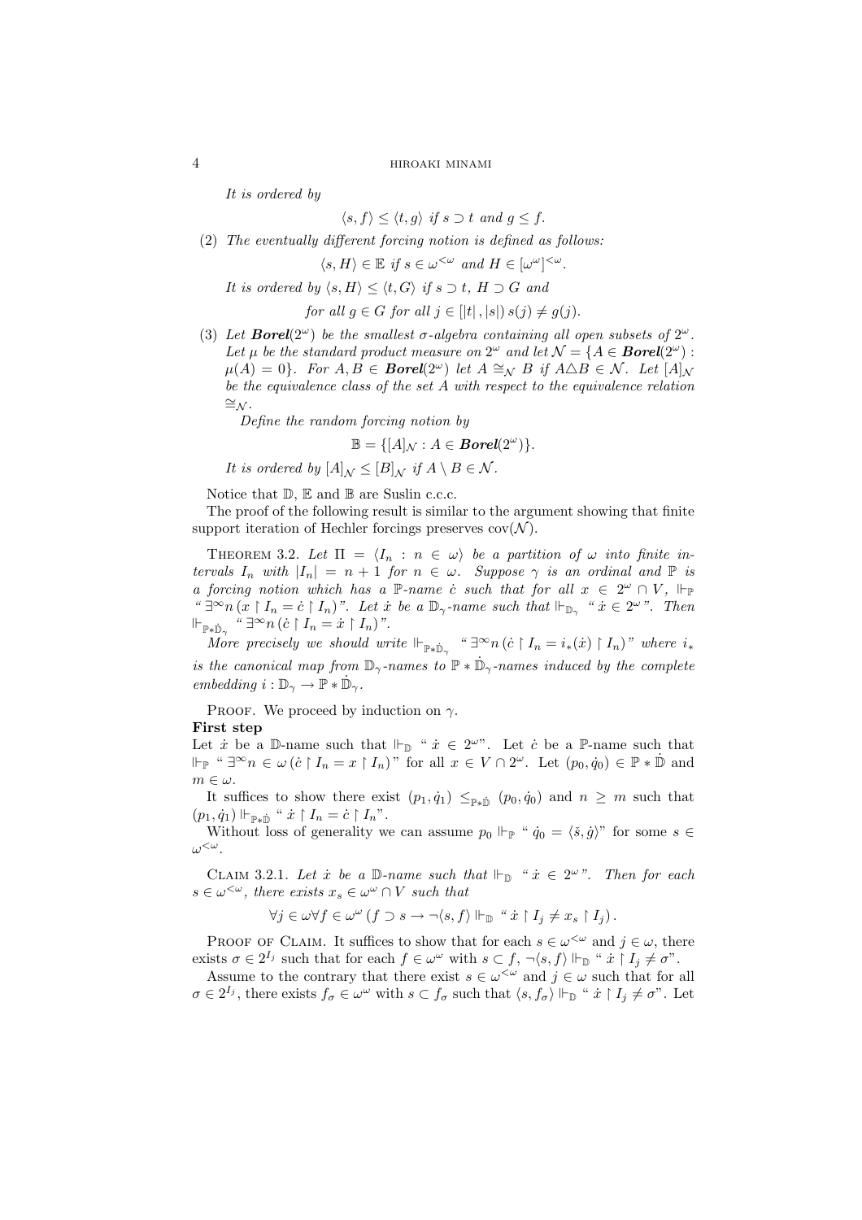*It is ordered by*

$$\langle s, f\rangle \leq \langle t, g\rangle \text{ if } s \supset t \text{ and } g \leq f.$$

(2) *The eventually different forcing notion is defined as follows:*

$$\langle s, H\rangle \in \mathbb{E} \text{ if } s \in \omega^{<\omega} \text{ and } H \in [\omega^\omega]^{<\omega}.$$

*It is ordered by* $\langle s, H\rangle \leq \langle t, G\rangle$ *if* $s \supset t$, $H \supset G$ *and*

$$\text{for all } g \in G \text{ for all } j \in [|t|, |s|)\, s(j) \neq g(j).$$

(3) *Let* $\boldsymbol{Borel}(2^\omega)$ *be the smallest* $\sigma$*-algebra containing all open subsets of* $2^\omega$*. Let* $\mu$ *be the standard product measure on* $2^\omega$ *and let* $\mathcal{N} = \{A \in \boldsymbol{Borel}(2^\omega) : \mu(A) = 0\}$*. For* $A, B \in \boldsymbol{Borel}(2^\omega)$ *let* $A \cong_{\mathcal{N}} B$ *if* $A \triangle B \in \mathcal{N}$*. Let* $[A]_{\mathcal{N}}$ *be the equivalence class of the set* $A$ *with respect to the equivalence relation* $\cong_{\mathcal{N}}$*.*

*Define the random forcing notion by*

$$\mathbb{B} = \{[A]_{\mathcal{N}} : A \in \boldsymbol{Borel}(2^\omega)\}.$$

*It is ordered by* $[A]_{\mathcal{N}} \leq [B]_{\mathcal{N}}$ *if* $A \setminus B \in \mathcal{N}$*.*

Notice that $\mathbb{D}$, $\mathbb{E}$ and $\mathbb{B}$ are Suslin c.c.c.

The proof of the following result is similar to the argument showing that finite support iteration of Hechler forcings preserves $\mathrm{cov}(\mathcal{N})$.

Theorem 3.2. *Let* $\Pi = \langle I_n : n \in \omega\rangle$ *be a partition of* $\omega$ *into finite intervals* $I_n$ *with* $|I_n| = n + 1$ *for* $n \in \omega$*. Suppose* $\gamma$ *is an ordinal and* $\mathbb{P}$ *is a forcing notion which has a* $\mathbb{P}$*-name* $\dot{c}$ *such that for all* $x \in 2^\omega \cap V$*,* $\Vdash_{\mathbb{P}}$ *"* $\exists^\infty n\,(x \restriction I_n = \dot{c} \restriction I_n)$*". Let* $\dot{x}$ *be a* $\mathbb{D}_\gamma$*-name such that* $\Vdash_{\mathbb{D}_\gamma}$ *"* $\dot{x} \in 2^\omega$*". Then* $\Vdash_{\mathbb{P}*\dot{\mathbb{D}}_\gamma}$ *"* $\exists^\infty n\,(\dot{c} \restriction I_n = \dot{x} \restriction I_n)$*".*

*More precisely we should write* $\Vdash_{\mathbb{P}*\dot{\mathbb{D}}_\gamma}$ *"* $\exists^\infty n\,(\dot{c} \restriction I_n = i_*(\dot{x}) \restriction I_n)$*" where* $i_*$ *is the canonical map from* $\mathbb{D}_\gamma$*-names to* $\mathbb{P} * \dot{\mathbb{D}}_\gamma$*-names induced by the complete embedding* $i : \mathbb{D}_\gamma \to \mathbb{P} * \dot{\mathbb{D}}_\gamma$*.*

Proof. We proceed by induction on $\gamma$.

**First step**

Let $\dot{x}$ be a $\mathbb{D}$-name such that $\Vdash_{\mathbb{D}}$ " $\dot{x} \in 2^\omega$". Let $\dot{c}$ be a $\mathbb{P}$-name such that $\Vdash_{\mathbb{P}}$ " $\exists^\infty n \in \omega\,(\dot{c} \restriction I_n = x \restriction I_n)$" for all $x \in V \cap 2^\omega$. Let $(p_0, \dot{q}_0) \in \mathbb{P} * \dot{\mathbb{D}}$ and $m \in \omega$.

It suffices to show there exist $(p_1, \dot{q}_1) \leq_{\mathbb{P}*\dot{\mathbb{D}}} (p_0, \dot{q}_0)$ and $n \geq m$ such that $(p_1, \dot{q}_1) \Vdash_{\mathbb{P}*\dot{\mathbb{D}}}$ " $\dot{x} \restriction I_n = \dot{c} \restriction I_n$".

Without loss of generality we can assume $p_0 \Vdash_{\mathbb{P}}$ " $\dot{q}_0 = \langle \check{s}, \dot{g}\rangle$" for some $s \in \omega^{<\omega}$.

Claim 3.2.1. *Let* $\dot{x}$ *be a* $\mathbb{D}$*-name such that* $\Vdash_{\mathbb{D}}$ *"* $\dot{x} \in 2^\omega$*". Then for each* $s \in \omega^{<\omega}$*, there exists* $x_s \in \omega^\omega \cap V$ *such that*

$$\forall j \in \omega \forall f \in \omega^\omega\,(f \supset s \to \neg\langle s, f\rangle \Vdash_{\mathbb{D}} \text{ " } \dot{x} \restriction I_j \neq x_s \restriction I_j).$$

Proof of Claim. It suffices to show that for each $s \in \omega^{<\omega}$ and $j \in \omega$, there exists $\sigma \in 2^{I_j}$ such that for each $f \in \omega^\omega$ with $s \subset f$, $\neg\langle s, f\rangle \Vdash_{\mathbb{D}}$ " $\dot{x} \restriction I_j \neq \sigma$".

Assume to the contrary that there exist $s \in \omega^{<\omega}$ and $j \in \omega$ such that for all $\sigma \in 2^{I_j}$, there exists $f_\sigma \in \omega^\omega$ with $s \subset f_\sigma$ such that $\langle s, f_\sigma\rangle \Vdash_{\mathbb{D}}$ " $\dot{x} \restriction I_j \neq \sigma$". Let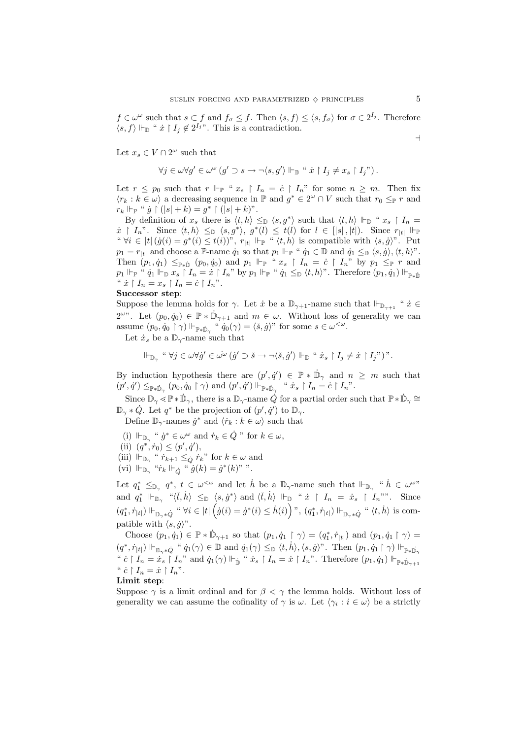$f \in \omega^\omega$ such that $s \subset f$ and $f_\sigma \leq f$. Then $\langle s, f\rangle \leq \langle s, f_\sigma\rangle$ for $\sigma \in 2^{I_j}$. Therefore $\langle s, f\rangle \Vdash_{\mathbb{D}}$ " $\dot{x} \upharpoonright I_j \notin 2^{I_j}$". This is a contradiction.

$\dashv$

Let $x_s \in V \cap 2^\omega$ such that

$$\forall j \in \omega \forall g' \in \omega^\omega \left(g' \supset s \rightarrow \neg\langle s, g'\rangle \Vdash_{\mathbb{D}} \text{" } \dot{x} \upharpoonright I_j \neq x_s \upharpoonright I_j\text{"}\right).$$

Let $r \leq p_0$ such that $r \Vdash_{\mathbb{P}}$ " $x_s \upharpoonright I_n = \dot{c} \upharpoonright I_n$" for some $n \geq m$. Then fix $\langle r_k : k \in \omega\rangle$ a decreasing sequence in $\mathbb{P}$ and $g^* \in 2^\omega \cap V$ such that $r_0 \leq_{\mathbb{P}} r$ and $r_k \Vdash_{\mathbb{P}}$ " $\dot{g} \upharpoonright (|s| + k) = g^* \upharpoonright (|s| + k)$".

By definition of $x_s$ there is $\langle t, h\rangle \leq_{\mathbb{D}} \langle s, g^*\rangle$ such that $\langle t, h\rangle \Vdash_{\mathbb{D}}$ " $x_s \upharpoonright I_n = \dot{x} \upharpoonright I_n$". Since $\langle t, h\rangle \leq_{\mathbb{D}} \langle s, g^*\rangle$, $g^*(l) \leq t(l)$ for $l \in [|s|, |t|)$. Since $r_{|t|} \Vdash_{\mathbb{P}}$ " $\forall i \in |t| \, (\dot{g}(i) = g^*(i) \leq t(i))$", $r_{|t|} \Vdash_{\mathbb{P}}$ " $\langle t, h\rangle$ is compatible with $\langle s, \dot{g}\rangle$". Put $p_1 = r_{|t|}$ and choose a $\mathbb{P}$-name $\dot{q}_1$ so that $p_1 \Vdash_{\mathbb{P}}$ " $\dot{q}_1 \in \mathbb{D}$ and $\dot{q}_1 \leq_{\mathbb{D}} \langle s, \dot{g}\rangle, \langle t, h\rangle$". Then $(p_1, \dot{q}_1) \leq_{\mathbb{P} * \dot{\mathbb{D}}} (p_0, \dot{q}_0)$ and $p_1 \Vdash_{\mathbb{P}}$ " $x_s \upharpoonright I_n = \dot{c} \upharpoonright I_n$" by $p_1 \leq_{\mathbb{P}} r$ and $p_1 \Vdash_{\mathbb{P}}$ " $\dot{q}_1 \Vdash_{\mathbb{D}} x_s \upharpoonright I_n = \dot{x} \upharpoonright I_n$" by $p_1 \Vdash_{\mathbb{P}}$ " $\dot{q}_1 \leq_{\mathbb{D}} \langle t, h\rangle$". Therefore $(p_1, \dot{q}_1) \Vdash_{\mathbb{P} * \dot{\mathbb{D}}}$ " $\dot{x} \upharpoonright I_n = x_s \upharpoonright I_n = \dot{c} \upharpoonright I_n$".

**Successor step**:

Suppose the lemma holds for $\gamma$. Let $\dot{x}$ be a $\mathbb{D}_{\gamma+1}$-name such that $\Vdash_{\mathbb{D}_{\gamma+1}}$ " $\dot{x} \in 2^\omega$". Let $(p_0, \dot{q}_0) \in \mathbb{P} * \dot{\mathbb{D}}_{\gamma+1}$ and $m \in \omega$. Without loss of generality we can assume $(p_0, \dot{q}_0 \upharpoonright \gamma) \Vdash_{\mathbb{P} * \dot{\mathbb{D}}_\gamma}$ " $\dot{q}_0(\gamma) = \langle \check{s}, \dot{g}\rangle$" for some $s \in \omega^{<\omega}$.

Let $\dot{x}_s$ be a $\mathbb{D}_\gamma$-name such that

$$\Vdash_{\mathbb{D}_\gamma} \text{" } \forall j \in \omega \forall \dot{g}' \in \dot{\omega^\omega} \left(\dot{g}' \supset \check{s} \rightarrow \neg\langle \check{s}, \dot{g}'\rangle \Vdash_{\mathbb{D}} \text{" } \dot{x}_s \upharpoonright I_j \neq \dot{x} \upharpoonright I_j\text{"}\right)\text{"}.$$

By induction hypothesis there are $(p', \dot{q}') \in \mathbb{P} * \dot{\mathbb{D}}_\gamma$ and $n \geq m$ such that $(p', \dot{q}') \leq_{\mathbb{P} * \dot{\mathbb{D}}_\gamma} (p_0, \dot{q}_0 \upharpoonright \gamma)$ and $(p', \dot{q}') \Vdash_{\mathbb{P} * \dot{\mathbb{D}}_\gamma}$ " $\dot{x}_s \upharpoonright I_n = \dot{c} \upharpoonright I_n$".

Since $\mathbb{D}_\gamma \lessdot \mathbb{P} * \dot{\mathbb{D}}_\gamma$, there is a $\mathbb{D}_\gamma$-name $\dot{Q}$ for a partial order such that $\mathbb{P} * \dot{\mathbb{D}}_\gamma \cong \mathbb{D}_\gamma * \dot{Q}$. Let $q^*$ be the projection of $(p', \dot{q}')$ to $\mathbb{D}_\gamma$.

Define $\mathbb{D}_\gamma$-names $\dot{g}^*$ and $\langle \dot{r}_k : k \in \omega\rangle$ such that

(i) $\Vdash_{\mathbb{D}_\gamma}$ " $\dot{g}^* \in \omega^\omega$ and $\dot{r}_k \in \dot{Q}$ " for $k \in \omega$,

(ii) $(q^*, \dot{r}_0) \leq (p', \dot{q}')$,

(iii) $\Vdash_{\mathbb{D}_\gamma}$ " $\dot{r}_{k+1} \leq_{\dot{Q}} \dot{r}_k$" for $k \in \omega$ and

(vi) $\Vdash_{\mathbb{D}_\gamma}$ "$\dot{r}_k \Vdash_{\dot{Q}}$ " $\dot{g}(k) = \dot{g}^*(k)$" ".

Let $q_1^* \leq_{\mathbb{D}_\gamma} q^*$, $t \in \omega^{<\omega}$ and let $\dot{h}$ be a $\mathbb{D}_\gamma$-name such that $\Vdash_{\mathbb{D}_\gamma}$ " $\dot{h} \in \omega^\omega$" and $q_1^* \Vdash_{\mathbb{D}_\gamma}$ "$\langle \check{t}, \dot{h}\rangle \leq_{\mathbb{D}} \langle s, \dot{g}^*\rangle$ and $\langle \check{t}, \dot{h}\rangle \Vdash_{\mathbb{D}}$ " $\dot{x} \upharpoonright I_n = \dot{x}_s \upharpoonright I_n$"". Since $(q_1^*, \dot{r}_{|t|}) \Vdash_{\mathbb{D}_\gamma * \dot{Q}}$ " $\forall i \in |t| \left(\dot{g}(i) = \dot{g}^*(i) \leq \dot{h}(i)\right)$", $(q_1^*, \dot{r}_{|t|}) \Vdash_{\mathbb{D}_\gamma * \dot{Q}}$ " $\langle t, \dot{h}\rangle$ is compatible with $\langle s, \dot{g}\rangle$".

Choose $(p_1, \dot{q}_1) \in \mathbb{P} * \dot{\mathbb{D}}_{\gamma+1}$ so that $(p_1, \dot{q}_1 \upharpoonright \gamma) = (q_1^*, \dot{r}_{|t|})$ and $(p_1, \dot{q}_1 \upharpoonright \gamma) = (q^*, \dot{r}_{|t|}) \Vdash_{\mathbb{D}_\gamma * \dot{Q}}$ " $\dot{q}_1(\gamma) \in \mathbb{D}$ and $\dot{q}_1(\gamma) \leq_{\mathbb{D}} \langle t, \dot{h}\rangle, \langle s, \dot{g}\rangle$". Then $(p_1, \dot{q}_1 \upharpoonright \gamma) \Vdash_{\mathbb{P} * \dot{\mathbb{D}}_\gamma}$ " $\dot{c} \upharpoonright I_n = \dot{x}_s \upharpoonright I_n$" and $\dot{q}_1(\gamma) \Vdash_{\dot{\mathbb{D}}}$ " $\dot{x}_s \upharpoonright I_n = \dot{x} \upharpoonright I_n$". Therefore $(p_1, \dot{q}_1) \Vdash_{\mathbb{P} * \dot{\mathbb{D}}_{\gamma+1}}$ " $\dot{c} \upharpoonright I_n = \dot{x} \upharpoonright I_n$".

**Limit step**:

Suppose $\gamma$ is a limit ordinal and for $\beta < \gamma$ the lemma holds. Without loss of generality we can assume the cofinality of $\gamma$ is $\omega$. Let $\langle \gamma_i : i \in \omega\rangle$ be a strictly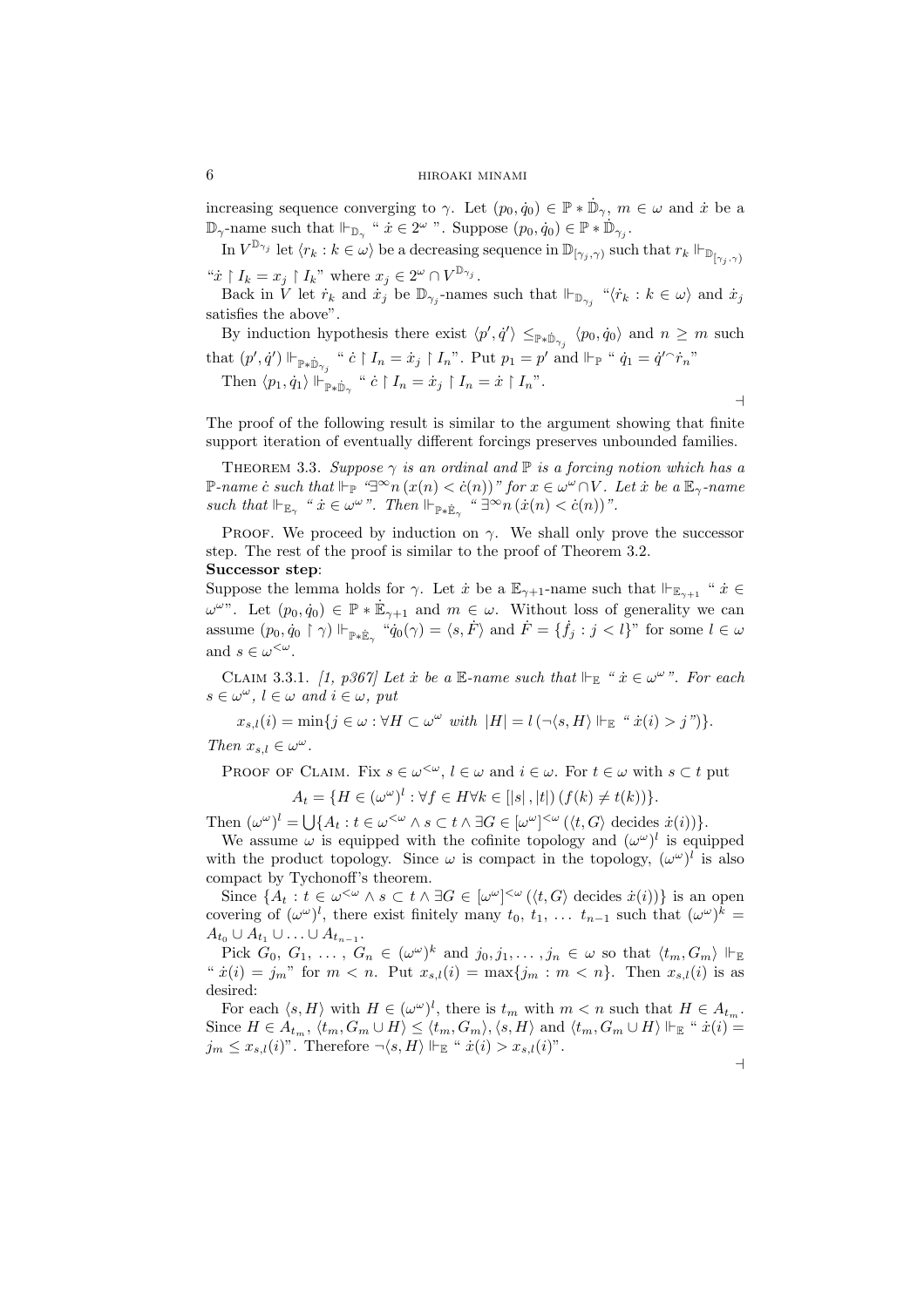increasing sequence converging to $\gamma$. Let $(p_0, \dot{q}_0) \in \mathbb{P} * \dot{\mathbb{D}}_\gamma$, $m \in \omega$ and $\dot{x}$ be a $\mathbb{D}_\gamma$-name such that $\Vdash_{\mathbb{D}_\gamma}$ " $\dot{x} \in 2^\omega$ ". Suppose $(p_0, \dot{q}_0) \in \mathbb{P} * \dot{\mathbb{D}}_{\gamma_j}$.

In $V^{\mathbb{D}_{\gamma_j}}$ let $\langle r_k : k \in \omega\rangle$ be a decreasing sequence in $\mathbb{D}_{[\gamma_j,\gamma)}$ such that $r_k \Vdash_{\mathbb{D}_{[\gamma_j,\gamma)}}$ "$\dot{x} \restriction I_k = x_j \restriction I_k$" where $x_j \in 2^\omega \cap V^{\mathbb{D}_{\gamma_j}}$.

Back in $V$ let $\dot{r}_k$ and $\dot{x}_j$ be $\mathbb{D}_{\gamma_j}$-names such that $\Vdash_{\mathbb{D}_{\gamma_j}}$ "$\langle \dot{r}_k : k \in \omega\rangle$ and $\dot{x}_j$ satisfies the above".

By induction hypothesis there exist $\langle p', \dot{q}'\rangle \leq_{\mathbb{P}*\dot{\mathbb{D}}_{\gamma_j}} \langle p_0, \dot{q}_0\rangle$ and $n \geq m$ such that $(p', \dot{q}') \Vdash_{\mathbb{P}*\dot{\mathbb{D}}_{\gamma_j}}$ " $\dot{c} \restriction I_n = \dot{x}_j \restriction I_n$". Put $p_1 = p'$ and $\Vdash_{\mathbb{P}}$ " $\dot{q}_1 = \dot{q}'^\frown \dot{r}_n$"

Then $\langle p_1, \dot{q}_1\rangle \Vdash_{\mathbb{P}*\dot{\mathbb{D}}_\gamma}$ " $\dot{c} \restriction I_n = \dot{x}_j \restriction I_n = \dot{x} \restriction I_n$".

⊣

The proof of the following result is similar to the argument showing that finite support iteration of eventually different forcings preserves unbounded families.

Theorem 3.3. *Suppose $\gamma$ is an ordinal and $\mathbb{P}$ is a forcing notion which has a $\mathbb{P}$-name $\dot{c}$ such that $\Vdash_{\mathbb{P}}$ "$\exists^\infty n\,(x(n) < \dot{c}(n))$" for $x \in \omega^\omega \cap V$. Let $\dot{x}$ be a $\mathbb{E}_\gamma$-name such that $\Vdash_{\mathbb{E}_\gamma}$ " $\dot{x} \in \omega^\omega$ ". Then $\Vdash_{\mathbb{P}*\dot{\mathbb{E}}_\gamma}$ " $\exists^\infty n\,(\dot{x}(n) < \dot{c}(n))$".*

Proof. We proceed by induction on $\gamma$. We shall only prove the successor step. The rest of the proof is similar to the proof of Theorem 3.2.

**Successor step**:

Suppose the lemma holds for $\gamma$. Let $\dot{x}$ be a $\mathbb{E}_{\gamma+1}$-name such that $\Vdash_{\mathbb{E}_{\gamma+1}}$ " $\dot{x} \in \omega^\omega$". Let $(p_0, \dot{q}_0) \in \mathbb{P} * \dot{\mathbb{E}}_{\gamma+1}$ and $m \in \omega$. Without loss of generality we can assume $(p_0, \dot{q}_0 \restriction \gamma) \Vdash_{\mathbb{P}*\dot{\mathbb{E}}_\gamma}$ "$\dot{q}_0(\gamma) = \langle s, \dot{F}\rangle$ and $\dot{F} = \{\dot{f}_j : j < l\}$" for some $l \in \omega$ and $s \in \omega^{<\omega}$.

Claim 3.3.1. *[1, p367] Let $\dot{x}$ be a $\mathbb{E}$-name such that $\Vdash_{\mathbb{E}}$ " $\dot{x} \in \omega^\omega$ ". For each $s \in \omega^\omega$, $l \in \omega$ and $i \in \omega$, put*

$$x_{s,l}(i) = \min\{j \in \omega : \forall H \subset \omega^\omega \text{ with } |H| = l\,(\neg\langle s, H\rangle \Vdash_{\mathbb{E}} \text{ " } \dot{x}(i) > j\text{ "})\}.$$

*Then $x_{s,l} \in \omega^\omega$.*

Proof of Claim. Fix $s \in \omega^{<\omega}$, $l \in \omega$ and $i \in \omega$. For $t \in \omega$ with $s \subset t$ put

$$A_t = \{H \in (\omega^\omega)^l : \forall f \in H \forall k \in [|s|, |t|)\,(f(k) \neq t(k))\}.$$

Then $(\omega^\omega)^l = \bigcup\{A_t : t \in \omega^{<\omega} \wedge s \subset t \wedge \exists G \in [\omega^\omega]^{<\omega}\,(\langle t, G\rangle \text{ decides } \dot{x}(i))\}$.

We assume $\omega$ is equipped with the cofinite topology and $(\omega^\omega)^l$ is equipped with the product topology. Since $\omega$ is compact in the topology, $(\omega^\omega)^l$ is also compact by Tychonoff's theorem.

Since $\{A_t : t \in \omega^{<\omega} \wedge s \subset t \wedge \exists G \in [\omega^\omega]^{<\omega}\,(\langle t, G\rangle \text{ decides } \dot{x}(i))\}$ is an open covering of $(\omega^\omega)^l$, there exist finitely many $t_0, t_1, \ldots t_{n-1}$ such that $(\omega^\omega)^k = A_{t_0} \cup A_{t_1} \cup \ldots \cup A_{t_{n-1}}$.

Pick $G_0, G_1, \ldots, G_n \in (\omega^\omega)^k$ and $j_0, j_1, \ldots, j_n \in \omega$ so that $\langle t_m, G_m\rangle \Vdash_{\mathbb{E}}$ " $\dot{x}(i) = j_m$" for $m < n$. Put $x_{s,l}(i) = \max\{j_m : m < n\}$. Then $x_{s,l}(i)$ is as desired:

For each $\langle s, H\rangle$ with $H \in (\omega^\omega)^l$, there is $t_m$ with $m < n$ such that $H \in A_{t_m}$. Since $H \in A_{t_m}$, $\langle t_m, G_m \cup H\rangle \leq \langle t_m, G_m\rangle, \langle s, H\rangle$ and $\langle t_m, G_m \cup H\rangle \Vdash_{\mathbb{E}}$ " $\dot{x}(i) = j_m \leq x_{s,l}(i)$". Therefore $\neg\langle s, H\rangle \Vdash_{\mathbb{E}}$ " $\dot{x}(i) > x_{s,l}(i)$".

⊣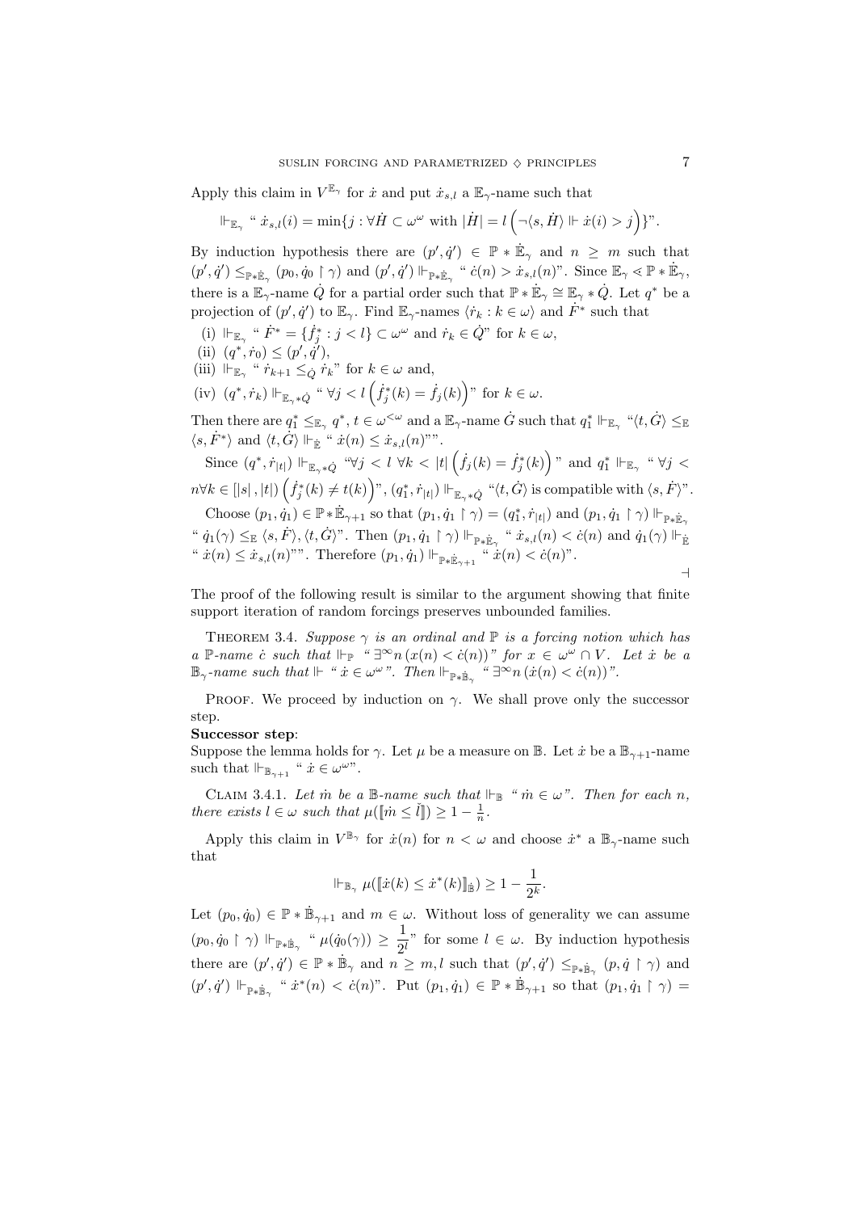Apply this claim in $V^{\mathbb{E}_\gamma}$ for $\dot{x}$ and put $\dot{x}_{s,l}$ a $\mathbb{E}_\gamma$-name such that

$$\Vdash_{\mathbb{E}_\gamma} \text{“ } \dot{x}_{s,l}(i) = \min\{j : \forall \dot{H} \subset \omega^\omega \text{ with } |\dot{H}| = l \left(\neg \langle s, \dot{H} \rangle \Vdash \dot{x}(i) > j\right)\}\text{”}.$$

By induction hypothesis there are $(p', \dot{q}') \in \mathbb{P} * \dot{\mathbb{E}}_\gamma$ and $n \geq m$ such that $(p', \dot{q}') \leq_{\mathbb{P}*\dot{\mathbb{E}}_\gamma} (p_0, \dot{q}_0 \restriction \gamma)$ and $(p', \dot{q}') \Vdash_{\mathbb{P}*\dot{\mathbb{E}}_\gamma}$ “ $\dot{c}(n) > \dot{x}_{s,l}(n)$”. Since $\mathbb{E}_\gamma \lessdot \mathbb{P} * \dot{\mathbb{E}}_\gamma$, there is a $\mathbb{E}_\gamma$-name $\dot{Q}$ for a partial order such that $\mathbb{P} * \dot{\mathbb{E}}_\gamma \cong \mathbb{E}_\gamma * \dot{Q}$. Let $q^*$ be a projection of $(p', \dot{q}')$ to $\mathbb{E}_\gamma$. Find $\mathbb{E}_\gamma$-names $\langle \dot{r}_k : k \in \omega \rangle$ and $\dot{F}^*$ such that

(i) $\Vdash_{\mathbb{E}_\gamma}$ “ $\dot{F}^* = \{\dot{f}^*_j : j < l\} \subset \omega^\omega$ and $\dot{r}_k \in \dot{Q}$” for $k \in \omega$,
(ii) $(q^*, \dot{r}_0) \leq (p', \dot{q}')$,
(iii) $\Vdash_{\mathbb{E}_\gamma}$ “ $\dot{r}_{k+1} \leq_{\dot{Q}} \dot{r}_k$” for $k \in \omega$ and,
(iv) $(q^*, \dot{r}_k) \Vdash_{\mathbb{E}_\gamma * \dot{Q}}$ “ $\forall j < l \left(\dot{f}^*_j(k) = \dot{f}_j(k)\right)$” for $k \in \omega$.

Then there are $q^*_1 \leq_{\mathbb{E}_\gamma} q^*$, $t \in \omega^{<\omega}$ and a $\mathbb{E}_\gamma$-name $\dot{G}$ such that $q^*_1 \Vdash_{\mathbb{E}_\gamma}$ “$\langle t, \dot{G} \rangle \leq_{\mathbb{E}} \langle s, \dot{F}^* \rangle$ and $\langle t, \dot{G} \rangle \Vdash_{\dot{\mathbb{E}}}$ “ $\dot{x}(n) \leq \dot{x}_{s,l}(n)$””.

Since $(q^*, \dot{r}_{|t|}) \Vdash_{\mathbb{E}_\gamma * \dot{Q}}$ “$\forall j < l \; \forall k < |t| \left(\dot{f}_j(k) = \dot{f}^*_j(k)\right)$” and $q^*_1 \Vdash_{\mathbb{E}_\gamma}$ “ $\forall j < n \forall k \in [|s|, |t|) \left(\dot{f}^*_j(k) \neq t(k)\right)$”, $(q^*_1, \dot{r}_{|t|}) \Vdash_{\mathbb{E}_\gamma * \dot{Q}}$ “$\langle t, \dot{G} \rangle$ is compatible with $\langle s, \dot{F} \rangle$”.

Choose $(p_1, \dot{q}_1) \in \mathbb{P} * \dot{\mathbb{E}}_{\gamma+1}$ so that $(p_1, \dot{q}_1 \restriction \gamma) = (q^*_1, \dot{r}_{|t|})$ and $(p_1, \dot{q}_1 \restriction \gamma) \Vdash_{\mathbb{P}*\dot{\mathbb{E}}_\gamma}$ “ $\dot{q}_1(\gamma) \leq_{\mathbb{E}} \langle s, \dot{F} \rangle, \langle t, \dot{G} \rangle$”. Then $(p_1, \dot{q}_1 \restriction \gamma) \Vdash_{\mathbb{P}*\dot{\mathbb{E}}_\gamma}$ “ $\dot{x}_{s,l}(n) < \dot{c}(n)$ and $\dot{q}_1(\gamma) \Vdash_{\dot{\mathbb{E}}}$ “ $\dot{x}(n) \leq \dot{x}_{s,l}(n)$””. Therefore $(p_1, \dot{q}_1) \Vdash_{\mathbb{P}*\dot{\mathbb{E}}_{\gamma+1}}$ “ $\dot{x}(n) < \dot{c}(n)$”.

$\dashv$

The proof of the following result is similar to the argument showing that finite support iteration of random forcings preserves unbounded families.

**Theorem 3.4.** *Suppose $\gamma$ is an ordinal and $\mathbb{P}$ is a forcing notion which has a $\mathbb{P}$-name $\dot{c}$ such that $\Vdash_{\mathbb{P}}$ “ $\exists^\infty n \, (x(n) < \dot{c}(n))$” for $x \in \omega^\omega \cap V$. Let $\dot{x}$ be a $\mathbb{B}_\gamma$-name such that $\Vdash$ “ $\dot{x} \in \omega^\omega$”. Then $\Vdash_{\mathbb{P}*\dot{\mathbb{B}}_\gamma}$ “ $\exists^\infty n \, (\dot{x}(n) < \dot{c}(n))$”.*

Proof. We proceed by induction on $\gamma$. We shall prove only the successor step.

**Successor step**:
Suppose the lemma holds for $\gamma$. Let $\mu$ be a measure on $\mathbb{B}$. Let $\dot{x}$ be a $\mathbb{B}_{\gamma+1}$-name such that $\Vdash_{\mathbb{B}_{\gamma+1}}$ “ $\dot{x} \in \omega^\omega$”.

**Claim 3.4.1.** *Let $\dot{m}$ be a $\mathbb{B}$-name such that $\Vdash_{\mathbb{B}}$ “ $\dot{m} \in \omega$”. Then for each $n$, there exists $l \in \omega$ such that $\mu([\![\dot{m} \leq \check{l}]\!]) \geq 1 - \frac{1}{n}$.*

Apply this claim in $V^{\mathbb{B}_\gamma}$ for $\dot{x}(n)$ for $n < \omega$ and choose $\dot{x}^*$ a $\mathbb{B}_\gamma$-name such that

$$\Vdash_{\mathbb{B}_\gamma} \mu([\![\dot{x}(k) \leq \dot{x}^*(k)]\!]_{\dot{\mathbb{B}}}) \geq 1 - \frac{1}{2^k}.$$

Let $(p_0, \dot{q}_0) \in \mathbb{P} * \dot{\mathbb{B}}_{\gamma+1}$ and $m \in \omega$. Without loss of generality we can assume $(p_0, \dot{q}_0 \restriction \gamma) \Vdash_{\mathbb{P}*\dot{\mathbb{B}}_\gamma}$ “ $\mu(\dot{q}_0(\gamma)) \geq \dfrac{1}{2^l}$” for some $l \in \omega$. By induction hypothesis there are $(p', \dot{q}') \in \mathbb{P} * \dot{\mathbb{B}}_\gamma$ and $n \geq m, l$ such that $(p', \dot{q}') \leq_{\mathbb{P}*\dot{\mathbb{B}}_\gamma} (p, \dot{q} \restriction \gamma)$ and $(p', \dot{q}') \Vdash_{\mathbb{P}*\dot{\mathbb{B}}_\gamma}$ “ $\dot{x}^*(n) < \dot{c}(n)$”. Put $(p_1, \dot{q}_1) \in \mathbb{P} * \dot{\mathbb{B}}_{\gamma+1}$ so that $(p_1, \dot{q}_1 \restriction \gamma) =$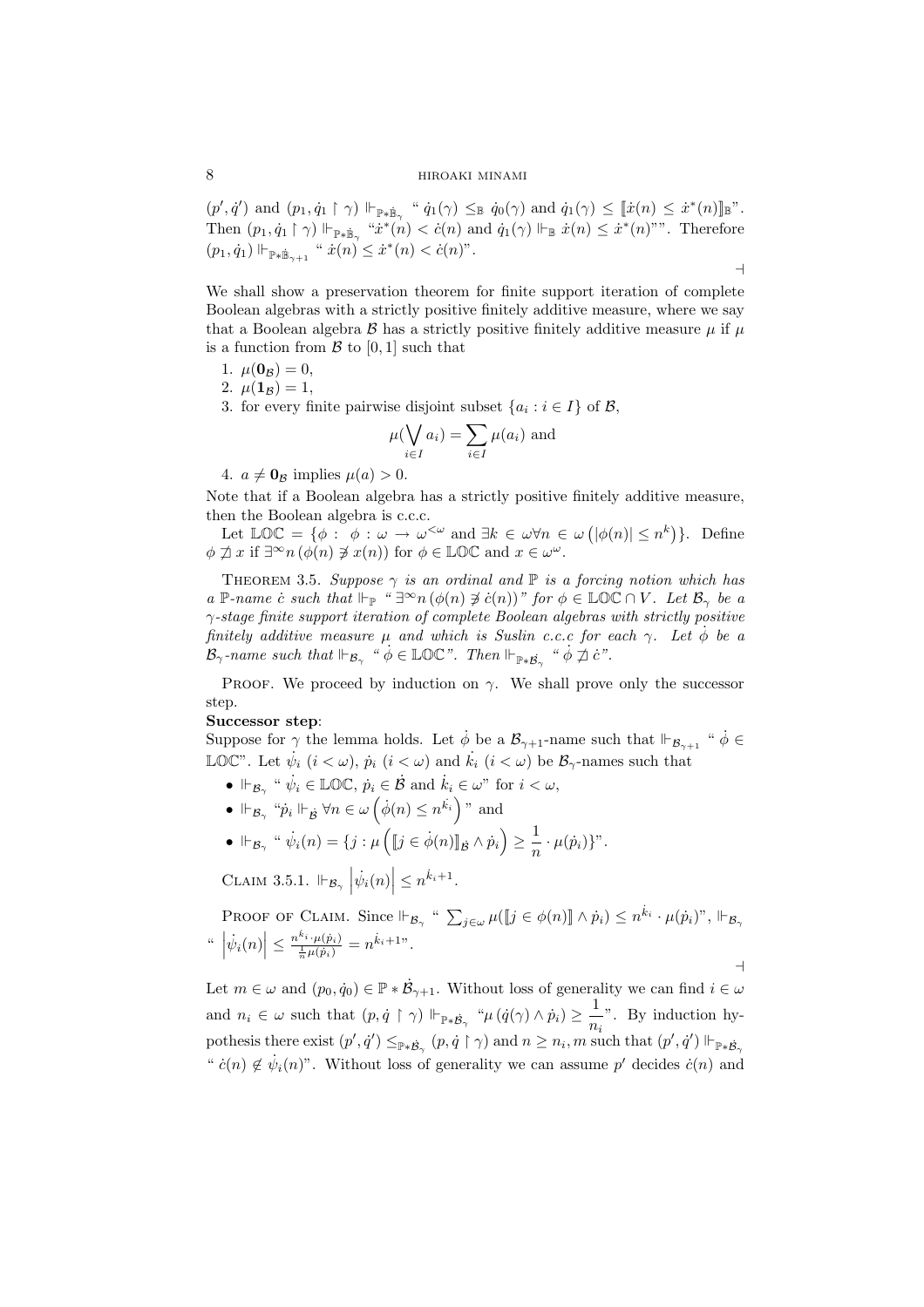$(p', \dot{q}')$ and $(p_1, \dot{q}_1 \restriction \gamma) \Vdash_{\mathbb{P}*\dot{\mathbb{B}}_\gamma}$ " $\dot{q}_1(\gamma) \leq_{\mathbb{B}} \dot{q}_0(\gamma)$ and $\dot{q}_1(\gamma) \leq [\![\dot{x}(n) \leq \dot{x}^*(n)]\!]_{\mathbb{B}}$". Then $(p_1, \dot{q}_1 \restriction \gamma) \Vdash_{\mathbb{P}*\dot{\mathbb{B}}_\gamma}$ "$\dot{x}^*(n) < \dot{c}(n)$ and $\dot{q}_1(\gamma) \Vdash_{\mathbb{B}} \dot{x}(n) \leq \dot{x}^*(n)$"". Therefore $(p_1, \dot{q}_1) \Vdash_{\mathbb{P}*\dot{\mathbb{B}}_{\gamma+1}}$ " $\dot{x}(n) \leq \dot{x}^*(n) < \dot{c}(n)$".

$\dashv$

We shall show a preservation theorem for finite support iteration of complete Boolean algebras with a strictly positive finitely additive measure, where we say that a Boolean algebra $\mathcal{B}$ has a strictly positive finitely additive measure $\mu$ if $\mu$ is a function from $\mathcal{B}$ to $[0,1]$ such that

1. $\mu(\mathbf{0}_{\mathcal{B}}) = 0$,
2. $\mu(\mathbf{1}_{\mathcal{B}}) = 1$,
3. for every finite pairwise disjoint subset $\{a_i : i \in I\}$ of $\mathcal{B}$,
$$\mu(\bigvee_{i \in I} a_i) = \sum_{i \in I} \mu(a_i) \text{ and}$$
4. $a \neq \mathbf{0}_{\mathcal{B}}$ implies $\mu(a) > 0$.

Note that if a Boolean algebra has a strictly positive finitely additive measure, then the Boolean algebra is c.c.c.

Let $\mathbb{LOC} = \{\phi : \ \phi : \omega \to \omega^{<\omega} \text{ and } \exists k \in \omega \forall n \in \omega \left(|\phi(n)| \leq n^k\right)\}$. Define $\phi \not\sqsupset x$ if $\exists^\infty n \left(\phi(n) \not\ni x(n)\right)$ for $\phi \in \mathbb{LOC}$ and $x \in \omega^\omega$.

Theorem 3.5. *Suppose $\gamma$ is an ordinal and $\mathbb{P}$ is a forcing notion which has a $\mathbb{P}$-name $\dot{c}$ such that $\Vdash_{\mathbb{P}}$ " $\exists^\infty n \left(\phi(n) \not\ni \dot{c}(n)\right)$" for $\phi \in \mathbb{LOC} \cap V$. Let $\mathcal{B}_\gamma$ be a $\gamma$-stage finite support iteration of complete Boolean algebras with strictly positive finitely additive measure $\mu$ and which is Suslin c.c.c for each $\gamma$. Let $\dot{\phi}$ be a $\mathcal{B}_\gamma$-name such that $\Vdash_{\mathcal{B}_\gamma}$ " $\dot{\phi} \in \mathbb{LOC}$". Then $\Vdash_{\mathbb{P}*\dot{\mathcal{B}}_\gamma}$ " $\dot{\phi} \not\sqsupset \dot{c}$".*

Proof. We proceed by induction on $\gamma$. We shall prove only the successor step.

**Successor step**:
Suppose for $\gamma$ the lemma holds. Let $\dot{\phi}$ be a $\mathcal{B}_{\gamma+1}$-name such that $\Vdash_{\mathcal{B}_{\gamma+1}}$ " $\dot{\phi} \in \mathbb{LOC}$". Let $\dot{\psi}_i$ $(i < \omega)$, $\dot{p}_i$ $(i < \omega)$ and $\dot{k}_i$ $(i < \omega)$ be $\mathcal{B}_\gamma$-names such that

- $\Vdash_{\mathcal{B}_\gamma}$ " $\dot{\psi}_i \in \mathbb{LOC}$, $\dot{p}_i \in \dot{\mathcal{B}}$ and $\dot{k}_i \in \omega$" for $i < \omega$,
- $\Vdash_{\mathcal{B}_\gamma}$ "$\dot{p}_i \Vdash_{\dot{\mathcal{B}}} \forall n \in \omega \left(\dot{\phi}(n) \leq n^{\dot{k}_i}\right)$" and
- $\Vdash_{\mathcal{B}_\gamma}$ " $\dot{\psi}_i(n) = \{j : \mu\left([\![j \in \dot{\phi}(n)]\!]_{\dot{\mathcal{B}}} \wedge \dot{p}_i\right) \geq \dfrac{1}{n} \cdot \mu(\dot{p}_i)\}$".

Claim 3.5.1. $\Vdash_{\mathcal{B}_\gamma} \left|\dot{\psi}_i(n)\right| \leq n^{\dot{k}_i+1}$.

Proof of Claim. Since $\Vdash_{\mathcal{B}_\gamma}$ " $\sum_{j\in\omega} \mu([\![j \in \phi(n)]\!] \wedge \dot{p}_i) \leq n^{\dot{k}_i} \cdot \mu(\dot{p}_i)$", $\Vdash_{\mathcal{B}_\gamma}$ " $\left|\dot{\psi}_i(n)\right| \leq \frac{n^{\dot{k}_i} \cdot \mu(\dot{p}_i)}{\frac{1}{n}\mu(\dot{p}_i)} = n^{\dot{k}_i+1}$".

$\dashv$

Let $m \in \omega$ and $(p_0, \dot{q}_0) \in \mathbb{P} * \dot{\mathcal{B}}_{\gamma+1}$. Without loss of generality we can find $i \in \omega$ and $n_i \in \omega$ such that $(p, \dot{q} \restriction \gamma) \Vdash_{\mathbb{P}*\dot{\mathcal{B}}_\gamma}$ "$\mu\left(\dot{q}(\gamma) \wedge \dot{p}_i\right) \geq \dfrac{1}{n_i}$". By induction hypothesis there exist $(p', \dot{q}') \leq_{\mathbb{P}*\dot{\mathcal{B}}_\gamma} (p, \dot{q} \restriction \gamma)$ and $n \geq n_i, m$ such that $(p', \dot{q}') \Vdash_{\mathbb{P}*\dot{\mathcal{B}}_\gamma}$ " $\dot{c}(n) \notin \dot{\psi}_i(n)$". Without loss of generality we can assume $p'$ decides $\dot{c}(n)$ and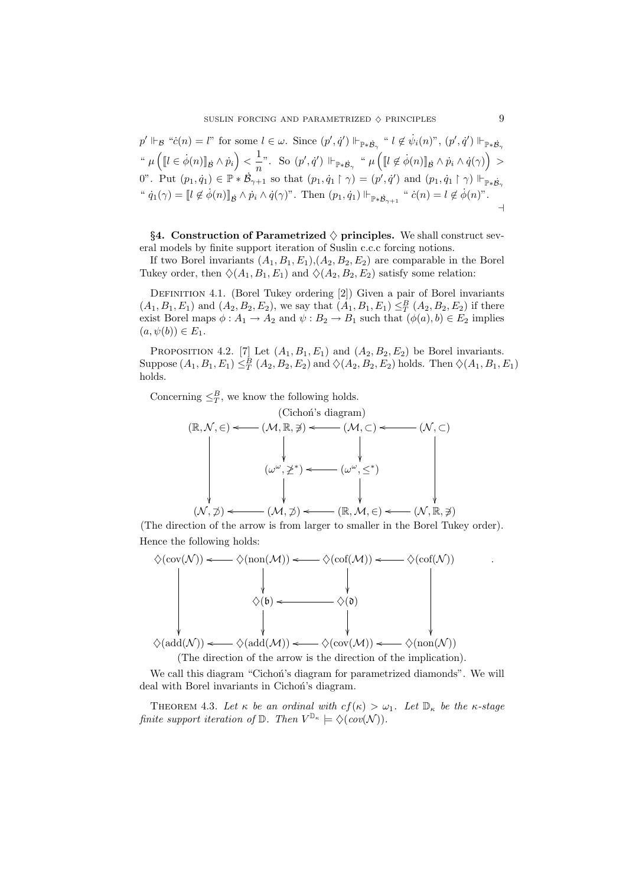$p' \Vdash_{\mathcal{B}}$ "$\dot{c}(n) = l$" for some $l \in \omega$. Since $(p', \dot{q}') \Vdash_{\mathbb{P} * \dot{\mathcal{B}}_\gamma}$ " $l \notin \dot{\psi}_i(n)$", $(p', \dot{q}') \Vdash_{\mathbb{P} * \dot{\mathcal{B}}_\gamma}$ " $\mu\left( [\![ l \in \dot{\phi}(n) ]\!]_{\dot{\mathcal{B}}} \wedge \dot{p}_i \right) < \dfrac{1}{n}$". So $(p', \dot{q}') \Vdash_{\mathbb{P} * \dot{\mathcal{B}}_\gamma}$ " $\mu\left( [\![ l \notin \dot{\phi}(n) ]\!]_{\dot{\mathcal{B}}} \wedge \dot{p}_i \wedge \dot{q}(\gamma) \right) > 0$". Put $(p_1, \dot{q}_1) \in \mathbb{P} * \dot{\mathcal{B}}_{\gamma+1}$ so that $(p_1, \dot{q}_1 \upharpoonright \gamma) = (p', \dot{q}')$ and $(p_1, \dot{q}_1 \upharpoonright \gamma) \Vdash_{\mathbb{P} * \dot{\mathcal{B}}_\gamma}$ " $\dot{q}_1(\gamma) = [\![ l \notin \dot{\phi}(n) ]\!]_{\dot{\mathcal{B}}} \wedge \dot{p}_i \wedge \dot{q}(\gamma)$". Then $(p_1, \dot{q}_1) \Vdash_{\mathbb{P} * \dot{\mathcal{B}}_{\gamma+1}}$ " $\dot{c}(n) = l \notin \dot{\phi}(n)$". ⊣

**§4. Construction of Parametrized $\diamondsuit$ principles.** We shall construct several models by finite support iteration of Suslin c.c.c forcing notions.

If two Borel invariants $(A_1, B_1, E_1)$,$(A_2, B_2, E_2)$ are comparable in the Borel Tukey order, then $\diamondsuit(A_1, B_1, E_1)$ and $\diamondsuit(A_2, B_2, E_2)$ satisfy some relation:

Definition 4.1. (Borel Tukey ordering [2]) Given a pair of Borel invariants $(A_1, B_1, E_1)$ and $(A_2, B_2, E_2)$, we say that $(A_1, B_1, E_1) \leq^B_T (A_2, B_2, E_2)$ if there exist Borel maps $\phi : A_1 \to A_2$ and $\psi : B_2 \to B_1$ such that $(\phi(a), b) \in E_2$ implies $(a, \psi(b)) \in E_1$.

Proposition 4.2. [7] Let $(A_1, B_1, E_1)$ and $(A_2, B_2, E_2)$ be Borel invariants. Suppose $(A_1, B_1, E_1) \leq^B_T (A_2, B_2, E_2)$ and $\diamondsuit(A_2, B_2, E_2)$ holds. Then $\diamondsuit(A_1, B_1, E_1)$ holds.

Concerning $\leq^B_T$, we know the following holds.

(Cichoń's diagram)

$$
\begin{array}{ccccccc}
(\mathbb{R}, \mathcal{N}, \in) & \longleftarrow & (\mathcal{M}, \mathbb{R}, \not\ni) & \longleftarrow & (\mathcal{M}, \subset) & \longleftarrow & (\mathcal{N}, \subset) \\
\downarrow & & \downarrow & & \downarrow & & \downarrow \\
 & & (\omega^\omega, \not\geq^*) & \longleftarrow & (\omega^\omega, \leq^*) & & \\
 & & \downarrow & & \downarrow & & \\
(\mathcal{N}, \not\supset) & \longleftarrow & (\mathcal{M}, \not\supset) & \longleftarrow & (\mathbb{R}, \mathcal{M}, \in) & \longleftarrow & (\mathcal{N}, \mathbb{R}, \not\ni)
\end{array}
$$

(The direction of the arrow is from larger to smaller in the Borel Tukey order).

Hence the following holds:

$$
\begin{array}{ccccccc}
\diamondsuit(\mathrm{cov}(\mathcal{N})) & \longleftarrow & \diamondsuit(\mathrm{non}(\mathcal{M})) & \longleftarrow & \diamondsuit(\mathrm{cof}(\mathcal{M})) & \longleftarrow & \diamondsuit(\mathrm{cof}(\mathcal{N})) \\
\downarrow & & \downarrow & & \downarrow & & \downarrow \\
 & & \diamondsuit(\mathfrak{b}) & \longleftarrow & \diamondsuit(\mathfrak{d}) & & \\
 & & \downarrow & & \downarrow & & \\
\diamondsuit(\mathrm{add}(\mathcal{N})) & \longleftarrow & \diamondsuit(\mathrm{add}(\mathcal{M})) & \longleftarrow & \diamondsuit(\mathrm{cov}(\mathcal{M})) & \longleftarrow & \diamondsuit(\mathrm{non}(\mathcal{N}))
\end{array}
$$

(The direction of the arrow is the direction of the implication).

We call this diagram "Cichoń's diagram for parametrized diamonds". We will deal with Borel invariants in Cichoń's diagram.

Theorem 4.3. *Let $\kappa$ be an ordinal with $cf(\kappa) > \omega_1$. Let $\mathbb{D}_\kappa$ be the $\kappa$-stage finite support iteration of $\mathbb{D}$. Then $V^{\mathbb{D}_\kappa} \models \diamondsuit(cov(\mathcal{N}))$.*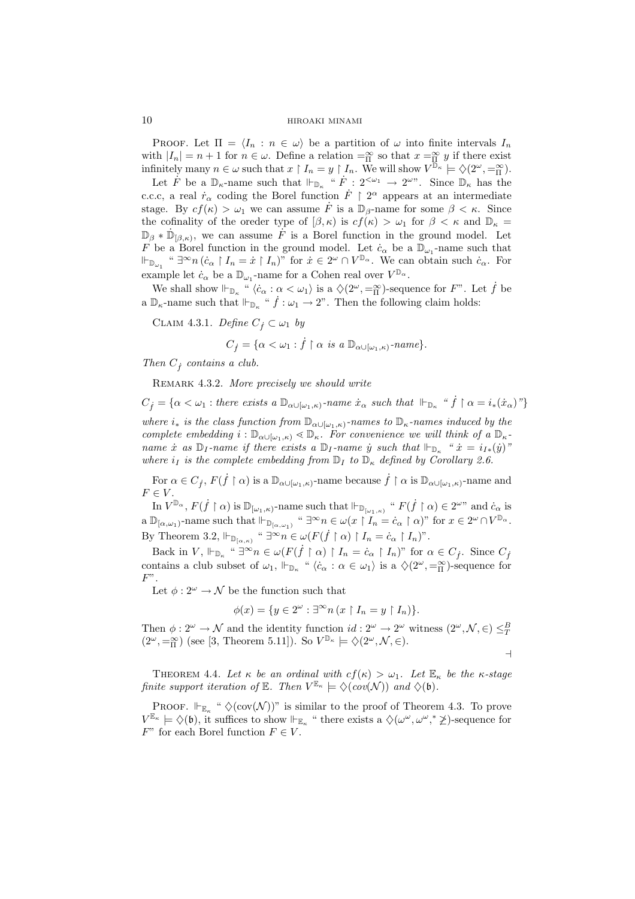PROOF. Let $\Pi = \langle I_n : n \in \omega \rangle$ be a partition of $\omega$ into finite intervals $I_n$ with $|I_n| = n+1$ for $n \in \omega$. Define a relation $=^\infty_\Pi$ so that $x =^\infty_\Pi y$ if there exist infinitely many $n \in \omega$ such that $x \restriction I_n = y \restriction I_n$. We will show $V^{\mathbb{D}_\kappa} \models \diamondsuit(2^\omega, =^\infty_\Pi)$.

Let $\dot{F}$ be a $\mathbb{D}_\kappa$-name such that $\Vdash_{\mathbb{D}_\kappa}$ " $\dot{F} : 2^{<\omega_1} \to 2^\omega$". Since $\mathbb{D}_\kappa$ has the c.c.c, a real $\dot{r}_\alpha$ coding the Borel function $\dot{F} \restriction 2^\alpha$ appears at an intermediate stage. By $cf(\kappa) > \omega_1$ we can assume $\dot{F}$ is a $\mathbb{D}_\beta$-name for some $\beta < \kappa$. Since the cofinality of the oreder type of $[\beta, \kappa)$ is $cf(\kappa) > \omega_1$ for $\beta < \kappa$ and $\mathbb{D}_\kappa = \mathbb{D}_\beta * \dot{\mathbb{D}}_{[\beta,\kappa)}$, we can assume $\dot{F}$ is a Borel function in the ground model. Let $F$ be a Borel function in the ground model. Let $\dot{c}_\alpha$ be a $\mathbb{D}_{\omega_1}$-name such that $\Vdash_{\mathbb{D}_{\omega_1}}$ " $\exists^\infty n\, (\dot{c}_\alpha \restriction I_n = \dot{x} \restriction I_n)$" for $\dot{x} \in 2^\omega \cap V^{\mathbb{D}_\alpha}$. We can obtain such $\dot{c}_\alpha$. For example let $\dot{c}_\alpha$ be a $\mathbb{D}_{\omega_1}$-name for a Cohen real over $V^{\mathbb{D}_\alpha}$.

We shall show $\Vdash_{\mathbb{D}_\kappa}$ " $\langle \dot{c}_\alpha : \alpha < \omega_1 \rangle$ is a $\diamondsuit(2^\omega, =^\infty_\Pi)$-sequence for $F$". Let $\dot{f}$ be a $\mathbb{D}_\kappa$-name such that $\Vdash_{\mathbb{D}_\kappa}$ " $\dot{f} : \omega_1 \to 2$". Then the following claim holds:

CLAIM 4.3.1. *Define $C_{\dot{f}} \subset \omega_1$ by*

$$C_{\dot{f}} = \{\alpha < \omega_1 : \dot{f} \restriction \alpha \text{ is a } \mathbb{D}_{\alpha \cup [\omega_1, \kappa)}\text{-name}\}.$$

*Then $C_{\dot{f}}$ contains a club.*

REMARK 4.3.2. *More precisely we should write*

$$C_{\dot{f}} = \{\alpha < \omega_1 : \text{there exists a } \mathbb{D}_{\alpha \cup [\omega_1,\kappa)}\text{-name } \dot{x}_\alpha \text{ such that } \Vdash_{\mathbb{D}_\kappa} \text{ " } \dot{f} \restriction \alpha = i_*(\dot{x}_\alpha)\text{"}\}$$

*where $i_*$ is the class function from $\mathbb{D}_{\alpha \cup [\omega_1,\kappa)}$-names to $\mathbb{D}_\kappa$-names induced by the complete embedding $i : \mathbb{D}_{\alpha \cup [\omega_1,\kappa)} \lessdot \mathbb{D}_\kappa$. For convenience we will think of a $\mathbb{D}_\kappa$-name $\dot{x}$ as $\mathbb{D}_I$-name if there exists a $\mathbb{D}_I$-name $\dot{y}$ such that $\Vdash_{\mathbb{D}_\kappa}$ " $\dot{x} = i_{I*}(\dot{y})$" where $i_I$ is the complete embedding from $\mathbb{D}_I$ to $\mathbb{D}_\kappa$ defined by Corollary 2.6.*

For $\alpha \in C_{\dot{f}}$, $F(\dot{f} \restriction \alpha)$ is a $\mathbb{D}_{\alpha \cup [\omega_1,\kappa)}$-name because $\dot{f} \restriction \alpha$ is $\mathbb{D}_{\alpha \cup [\omega_1,\kappa)}$-name and $F \in V$.

In $V^{\mathbb{D}_\alpha}$, $F(\dot{f} \restriction \alpha)$ is $\mathbb{D}_{[\omega_1,\kappa)}$-name such that $\Vdash_{\mathbb{D}_{[\omega_1,\kappa)}}$ " $F(\dot{f} \restriction \alpha) \in 2^\omega$" and $\dot{c}_\alpha$ is a $\mathbb{D}_{[\alpha,\omega_1)}$-name such that $\Vdash_{\mathbb{D}_{[\alpha,\omega_1)}}$ " $\exists^\infty n \in \omega (x \restriction I_n = \dot{c}_\alpha \restriction \alpha)$" for $x \in 2^\omega \cap V^{\mathbb{D}_\alpha}$. By Theorem 3.2, $\Vdash_{\mathbb{D}_{[\alpha,\kappa)}}$ " $\exists^\infty n \in \omega (F(\dot{f} \restriction \alpha) \restriction I_n = \dot{c}_\alpha \restriction I_n)$".

Back in $V$, $\Vdash_{\mathbb{D}_\kappa}$ " $\exists^\infty n \in \omega (F(\dot{f} \restriction \alpha) \restriction I_n = \dot{c}_\alpha \restriction I_n)$" for $\alpha \in C_{\dot{f}}$. Since $C_{\dot{f}}$ contains a club subset of $\omega_1$, $\Vdash_{\mathbb{D}_\kappa}$ " $\langle \dot{c}_\alpha : \alpha \in \omega_1 \rangle$ is a $\diamondsuit(2^\omega, =^\infty_\Pi)$-sequence for $F$".

Let $\phi : 2^\omega \to \mathcal{N}$ be the function such that

$$\phi(x) = \{y \in 2^\omega : \exists^\infty n\, (x \restriction I_n = y \restriction I_n)\}.$$

Then $\phi : 2^\omega \to \mathcal{N}$ and the identity function $id : 2^\omega \to 2^\omega$ witness $(2^\omega, \mathcal{N}, \in) \leq^B_T (2^\omega, =^\infty_\Pi)$ (see [3, Theorem 5.11]). So $V^{\mathbb{D}_\kappa} \models \diamondsuit(2^\omega, \mathcal{N}, \in)$.

$\dashv$

THEOREM 4.4. *Let $\kappa$ be an ordinal with $cf(\kappa) > \omega_1$. Let $\mathbb{E}_\kappa$ be the $\kappa$-stage finite support iteration of $\mathbb{E}$. Then $V^{\mathbb{E}_\kappa} \models \diamondsuit(cov(\mathcal{N}))$ and $\diamondsuit(\mathfrak{b})$.*

PROOF. $\Vdash_{\mathbb{E}_\kappa}$ " $\diamondsuit(\text{cov}(\mathcal{N}))$" is similar to the proof of Theorem 4.3. To prove $V^{\mathbb{E}_\kappa} \models \diamondsuit(\mathfrak{b})$, it suffices to show $\Vdash_{\mathbb{E}_\kappa}$ " there exists a $\diamondsuit(\omega^\omega, \omega^\omega, {}^* \not\geq)$-sequence for $F$" for each Borel function $F \in V$.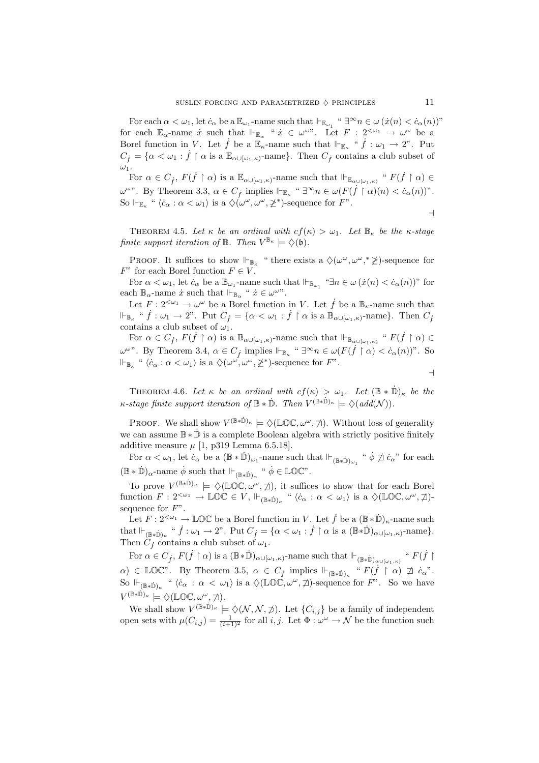For each $\alpha < \omega_1$, let $\dot{c}_\alpha$ be a $\mathbb{E}_{\omega_1}$-name such that $\Vdash_{\mathbb{E}_{\omega_1}}$ " $\exists^\infty n \in \omega\, (\dot{x}(n) < \dot{c}_\alpha(n))$" for each $\mathbb{E}_\alpha$-name $\dot{x}$ such that $\Vdash_{\mathbb{E}_\alpha}$ " $\dot{x} \in \omega^\omega$". Let $F : 2^{<\omega_1} \to \omega^\omega$ be a Borel function in $V$. Let $\dot{f}$ be a $\mathbb{E}_\kappa$-name such that $\Vdash_{\mathbb{E}_\kappa}$ " $\dot{f} : \omega_1 \to 2$". Put $C_{\dot{f}} = \{\alpha < \omega_1 : \dot{f} \restriction \alpha \text{ is a } \mathbb{E}_{\alpha \cup [\omega_1, \kappa)}\text{-name}\}$. Then $C_{\dot{f}}$ contains a club subset of $\omega_1$.

For $\alpha \in C_{\dot{f}}$, $F(\dot{f} \restriction \alpha)$ is a $\mathbb{E}_{\alpha \cup [\omega_1, \kappa)}$-name such that $\Vdash_{\mathbb{E}_{\alpha \cup [\omega_1,\kappa)}}$ " $F(\dot{f} \restriction \alpha) \in \omega^\omega$". By Theorem 3.3, $\alpha \in C_{\dot{f}}$ implies $\Vdash_{\mathbb{E}_\kappa}$ " $\exists^\infty n \in \omega (F(\dot{f} \restriction \alpha)(n) < \dot{c}_\alpha(n))$". So $\Vdash_{\mathbb{E}_\kappa}$ " $\langle \dot{c}_\alpha : \alpha < \omega_1 \rangle$ is a $\diamondsuit(\omega^\omega, \omega^\omega, \not\geq^*)$-sequence for $F$".

$\dashv$

THEOREM 4.5. *Let $\kappa$ be an ordinal with $cf(\kappa) > \omega_1$. Let $\mathbb{B}_\kappa$ be the $\kappa$-stage finite support iteration of $\mathbb{B}$. Then $V^{\mathbb{B}_\kappa} \models \diamondsuit(\mathfrak{b})$.*

PROOF. It suffices to show $\Vdash_{\mathbb{B}_\kappa}$ " there exists a $\diamondsuit(\omega^\omega, \omega^\omega, ^*\not\geq)$-sequence for $F$" for each Borel function $F \in V$.

For $\alpha < \omega_1$, let $\dot{c}_\alpha$ be a $\mathbb{B}_{\omega_1}$-name such that $\Vdash_{\mathbb{B}_{\omega_1}}$ "$\exists n \in \omega\, (\dot{x}(n) < \dot{c}_\alpha(n))$" for each $\mathbb{B}_\alpha$-name $\dot{x}$ such that $\Vdash_{\mathbb{B}_\alpha}$ " $\dot{x} \in \omega^\omega$".

Let $F : 2^{<\omega_1} \to \omega^\omega$ be a Borel function in $V$. Let $\dot{f}$ be a $\mathbb{B}_\kappa$-name such that $\Vdash_{\mathbb{B}_\kappa}$ " $\dot{f} : \omega_1 \to 2$". Put $C_{\dot{f}} = \{\alpha < \omega_1 : \dot{f} \restriction \alpha \text{ is a } \mathbb{B}_{\alpha \cup [\omega_1,\kappa)}\text{-name}\}$. Then $C_{\dot{f}}$ contains a club subset of $\omega_1$.

For $\alpha \in C_{\dot{f}}$, $F(\dot{f} \restriction \alpha)$ is a $\mathbb{B}_{\alpha \cup [\omega_1,\kappa)}$-name such that $\Vdash_{\mathbb{B}_{\alpha \cup [\omega_1,\kappa)}}$ " $F(\dot{f} \restriction \alpha) \in \omega^\omega$". By Theorem 3.4, $\alpha \in C_{\dot{f}}$ implies $\Vdash_{\mathbb{B}_\kappa}$ " $\exists^\infty n \in \omega (F(\dot{f} \restriction \alpha) < \dot{c}_\alpha(n))$". So $\Vdash_{\mathbb{B}_\kappa}$ " $\langle \dot{c}_\alpha : \alpha < \omega_1 \rangle$ is a $\diamondsuit(\omega^\omega, \omega^\omega, \not\geq^*)$-sequence for $F$".

$\dashv$

THEOREM 4.6. *Let $\kappa$ be an ordinal with $cf(\kappa) > \omega_1$. Let $(\mathbb{B} * \dot{\mathbb{D}})_\kappa$ be the $\kappa$-stage finite support iteration of $\mathbb{B} * \dot{\mathbb{D}}$. Then $V^{(\mathbb{B} * \dot{\mathbb{D}})_\kappa} \models \diamondsuit(add(\mathcal{N}))$.*

PROOF. We shall show $V^{(\mathbb{B} * \dot{\mathbb{D}})_\kappa} \models \diamondsuit(\mathbb{LOC}, \omega^\omega, \not\sqsupset)$. Without loss of generality we can assume $\mathbb{B} * \dot{\mathbb{D}}$ is a complete Boolean algebra with strictly positive finitely additive measure $\mu$ [1, p319 Lemma 6.5.18].

For $\alpha < \omega_1$, let $\dot{c}_\alpha$ be a $(\mathbb{B} * \dot{\mathbb{D}})_{\omega_1}$-name such that $\Vdash_{(\mathbb{B} * \dot{\mathbb{D}})_{\omega_1}}$ " $\dot{\phi} \not\sqsupset \dot{c}_\alpha$" for each $(\mathbb{B} * \dot{\mathbb{D}})_\alpha$-name $\dot{\phi}$ such that $\Vdash_{(\mathbb{B} * \dot{\mathbb{D}})_\alpha}$ " $\dot{\phi} \in \mathbb{LOC}$".

To prove $V^{(\mathbb{B} * \dot{\mathbb{D}})_\kappa} \models \diamondsuit(\mathbb{LOC}, \omega^\omega, \not\sqsupset)$, it suffices to show that for each Borel function $F : 2^{<\omega_1} \to \mathbb{LOC} \in V$, $\Vdash_{(\mathbb{B} * \dot{\mathbb{D}})_\kappa}$ " $\langle \dot{c}_\alpha : \alpha < \omega_1 \rangle$ is a $\diamondsuit(\mathbb{LOC}, \omega^\omega, \not\sqsupset)$-sequence for $F$".

Let $F : 2^{<\omega_1} \to \mathbb{LOC}$ be a Borel function in $V$. Let $\dot{f}$ be a $(\mathbb{B} * \dot{\mathbb{D}})_\kappa$-name such that $\Vdash_{(\mathbb{B} * \dot{\mathbb{D}})_\kappa}$ " $\dot{f} : \omega_1 \to 2$". Put $C_{\dot{f}} = \{\alpha < \omega_1 : \dot{f} \restriction \alpha \text{ is a } (\mathbb{B} * \dot{\mathbb{D}})_{\alpha \cup [\omega_1,\kappa)}\text{-name}\}$. Then $C_{\dot{f}}$ contains a club subset of $\omega_1$.

For $\alpha \in C_{\dot{f}}$, $F(\dot{f} \restriction \alpha)$ is a $(\mathbb{B} * \dot{\mathbb{D}})_{\alpha \cup [\omega_1,\kappa)}$-name such that $\Vdash_{(\mathbb{B} * \dot{\mathbb{D}})_{\alpha \cup [\omega_1,\kappa)}}$ " $F(\dot{f} \restriction \alpha) \in \mathbb{LOC}$". By Theorem 3.5, $\alpha \in C_{\dot{f}}$ implies $\Vdash_{(\mathbb{B} * \dot{\mathbb{D}})_\kappa}$ " $F(\dot{f} \restriction \alpha) \not\sqsupset \dot{c}_\alpha$". So $\Vdash_{(\mathbb{B} * \dot{\mathbb{D}})_\kappa}$ " $\langle \dot{c}_\alpha : \alpha < \omega_1 \rangle$ is a $\diamondsuit(\mathbb{LOC}, \omega^\omega, \not\sqsupset)$-sequence for $F$". So we have $V^{(\mathbb{B} * \dot{\mathbb{D}})_\kappa} \models \diamondsuit(\mathbb{LOC}, \omega^\omega, \not\sqsupset)$.

We shall show $V^{(\mathbb{B} * \dot{\mathbb{D}})_\kappa} \models \diamondsuit(\mathcal{N}, \mathcal{N}, \not\supset)$. Let $\{C_{i,j}\}$ be a family of independent open sets with $\mu(C_{i,j}) = \frac{1}{(i+1)^2}$ for all $i, j$. Let $\Phi : \omega^\omega \to \mathcal{N}$ be the function such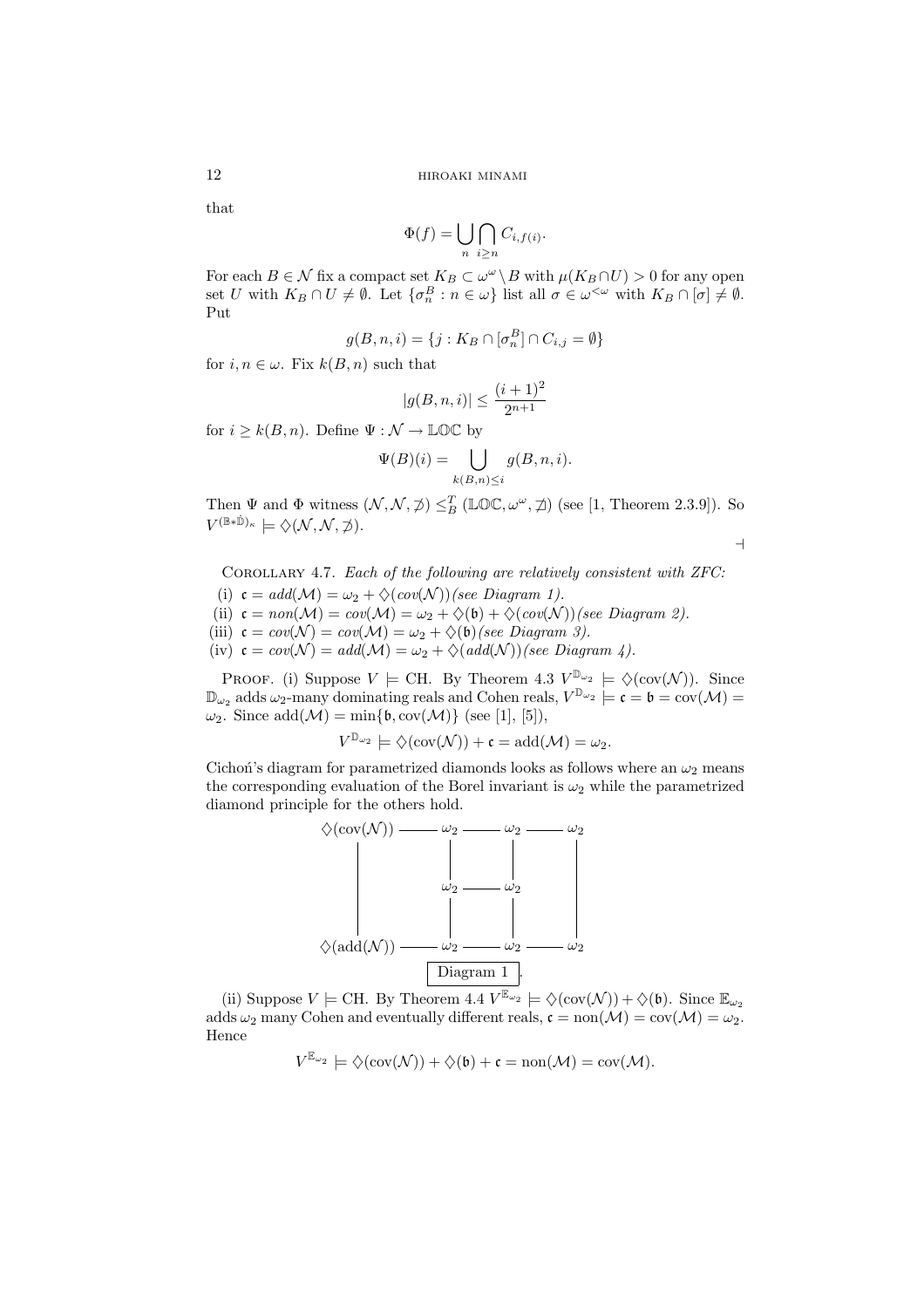that

$$\Phi(f) = \bigcup_n \bigcap_{i \geq n} C_{i,f(i)}.$$

For each $B \in \mathcal{N}$ fix a compact set $K_B \subset \omega^\omega \setminus B$ with $\mu(K_B \cap U) > 0$ for any open set $U$ with $K_B \cap U \neq \emptyset$. Let $\{\sigma_n^B : n \in \omega\}$ list all $\sigma \in \omega^{<\omega}$ with $K_B \cap [\sigma] \neq \emptyset$. Put

$$g(B, n, i) = \{j : K_B \cap [\sigma_n^B] \cap C_{i,j} = \emptyset\}$$

for $i, n \in \omega$. Fix $k(B, n)$ such that

$$|g(B, n, i)| \leq \frac{(i+1)^2}{2^{n+1}}$$

for $i \geq k(B, n)$. Define $\Psi : \mathcal{N} \to \mathbb{LOC}$ by

$$\Psi(B)(i) = \bigcup_{k(B,n) \leq i} g(B, n, i).$$

Then $\Psi$ and $\Phi$ witness $(\mathcal{N}, \mathcal{N}, \not\supset) \leq_B^T (\mathbb{LOC}, \omega^\omega, \not\ni)$ (see [1, Theorem 2.3.9]). So $V^{(\mathbb{B} * \dot{\mathbb{D}})_\kappa} \models \diamondsuit(\mathcal{N}, \mathcal{N}, \not\supset)$.

$\dashv$

Corollary 4.7. *Each of the following are relatively consistent with ZFC:*

(i) $\mathfrak{c} = add(\mathcal{M}) = \omega_2 + \diamondsuit(cov(\mathcal{N}))$ *(see Diagram 1).*

(ii) $\mathfrak{c} = non(\mathcal{M}) = cov(\mathcal{M}) = \omega_2 + \diamondsuit(\mathfrak{b}) + \diamondsuit(cov(\mathcal{N}))$ *(see Diagram 2).*

(iii) $\mathfrak{c} = cov(\mathcal{N}) = cov(\mathcal{M}) = \omega_2 + \diamondsuit(\mathfrak{b})$ *(see Diagram 3).*

(iv) $\mathfrak{c} = cov(\mathcal{N}) = add(\mathcal{M}) = \omega_2 + \diamondsuit(add(\mathcal{N}))$ *(see Diagram 4).*

Proof. (i) Suppose $V \models$ CH. By Theorem 4.3 $V^{\mathbb{D}_{\omega_2}} \models \diamondsuit(\mathrm{cov}(\mathcal{N}))$. Since $\mathbb{D}_{\omega_2}$ adds $\omega_2$-many dominating reals and Cohen reals, $V^{\mathbb{D}_{\omega_2}} \models \mathfrak{c} = \mathfrak{b} = \mathrm{cov}(\mathcal{M}) = \omega_2$. Since $\mathrm{add}(\mathcal{M}) = \min\{\mathfrak{b}, \mathrm{cov}(\mathcal{M})\}$ (see [1], [5]),

$$V^{\mathbb{D}_{\omega_2}} \models \diamondsuit(\mathrm{cov}(\mathcal{N})) + \mathfrak{c} = \mathrm{add}(\mathcal{M}) = \omega_2.$$

Cichoń's diagram for parametrized diamonds looks as follows where an $\omega_2$ means the corresponding evaluation of the Borel invariant is $\omega_2$ while the parametrized diamond principle for the others hold.

```
♢(cov(N)) ——— ω2 ——— ω2 ——— ω2
    |          |      |      |
    |          ω2 ——— ω2     |
    |          |      |      |
♢(add(N)) ——— ω2 ——— ω2 ——— ω2
```

Diagram 1.

(ii) Suppose $V \models$ CH. By Theorem 4.4 $V^{\mathbb{E}_{\omega_2}} \models \diamondsuit(\mathrm{cov}(\mathcal{N})) + \diamondsuit(\mathfrak{b})$. Since $\mathbb{E}_{\omega_2}$ adds $\omega_2$ many Cohen and eventually different reals, $\mathfrak{c} = \mathrm{non}(\mathcal{M}) = \mathrm{cov}(\mathcal{M}) = \omega_2$. Hence

$$V^{\mathbb{E}_{\omega_2}} \models \diamondsuit(\mathrm{cov}(\mathcal{N})) + \diamondsuit(\mathfrak{b}) + \mathfrak{c} = \mathrm{non}(\mathcal{M}) = \mathrm{cov}(\mathcal{M}).$$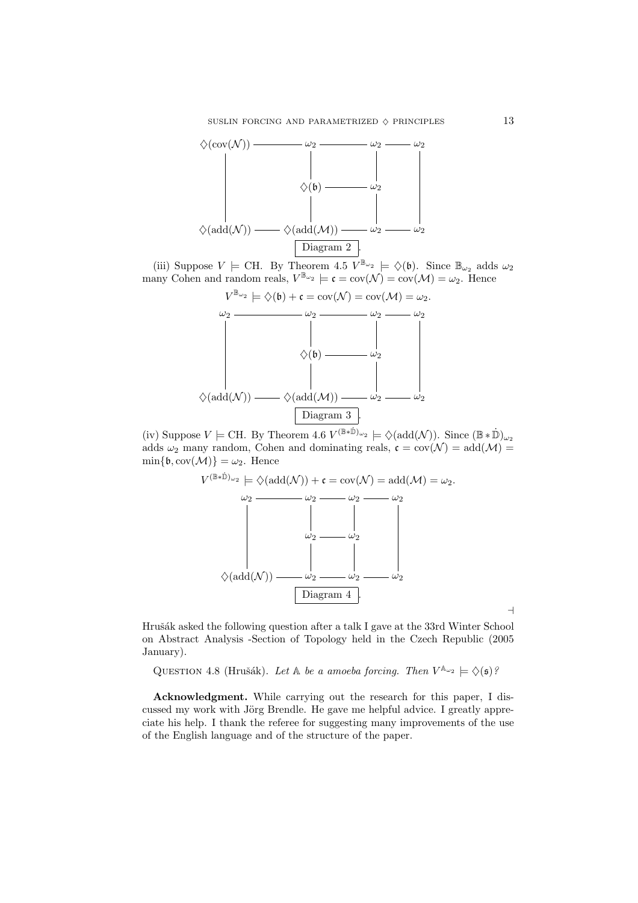$$
\begin{array}{ccccccc}
\diamondsuit(\mathrm{cov}(\mathcal{N})) & \text{———} & \omega_2 & \text{———} & \omega_2 & \text{———} & \omega_2 \\
| & & | & & | & & | \\
| & & \diamondsuit(\mathfrak{b}) & \text{———} & \omega_2 & & | \\
| & & | & & | & & | \\
\diamondsuit(\mathrm{add}(\mathcal{N})) & \text{———} & \diamondsuit(\mathrm{add}(\mathcal{M})) & \text{———} & \omega_2 & \text{———} & \omega_2
\end{array}
$$

Diagram 2.

(iii) Suppose $V \models$ CH. By Theorem 4.5 $V^{\mathbb{B}_{\omega_2}} \models \diamondsuit(\mathfrak{b})$. Since $\mathbb{B}_{\omega_2}$ adds $\omega_2$ many Cohen and random reals, $V^{\mathbb{B}_{\omega_2}} \models \mathfrak{c} = \mathrm{cov}(\mathcal{N}) = \mathrm{cov}(\mathcal{M}) = \omega_2$. Hence

$$V^{\mathbb{B}_{\omega_2}} \models \diamondsuit(\mathfrak{b}) + \mathfrak{c} = \mathrm{cov}(\mathcal{N}) = \mathrm{cov}(\mathcal{M}) = \omega_2.$$

$$
\begin{array}{ccccccc}
\omega_2 & \text{———} & \omega_2 & \text{———} & \omega_2 & \text{———} & \omega_2 \\
| & & | & & | & & | \\
| & & \diamondsuit(\mathfrak{b}) & \text{———} & \omega_2 & & | \\
| & & | & & | & & | \\
\diamondsuit(\mathrm{add}(\mathcal{N})) & \text{———} & \diamondsuit(\mathrm{add}(\mathcal{M})) & \text{———} & \omega_2 & \text{———} & \omega_2
\end{array}
$$

Diagram 3.

(iv) Suppose $V \models$ CH. By Theorem 4.6 $V^{(\mathbb{B}*\dot{\mathbb{D}})_{\omega_2}} \models \diamondsuit(\mathrm{add}(\mathcal{N}))$. Since $(\mathbb{B}*\dot{\mathbb{D}})_{\omega_2}$ adds $\omega_2$ many random, Cohen and dominating reals, $\mathfrak{c} = \mathrm{cov}(\mathcal{N}) = \mathrm{add}(\mathcal{M}) = \min\{\mathfrak{b}, \mathrm{cov}(\mathcal{M})\} = \omega_2$. Hence

$$V^{(\mathbb{B}*\dot{\mathbb{D}})_{\omega_2}} \models \diamondsuit(\mathrm{add}(\mathcal{N})) + \mathfrak{c} = \mathrm{cov}(\mathcal{N}) = \mathrm{add}(\mathcal{M}) = \omega_2.$$

$$
\begin{array}{ccccccc}
\omega_2 & \text{———} & \omega_2 & \text{———} & \omega_2 & \text{———} & \omega_2 \\
| & & | & & | & & | \\
| & & \omega_2 & \text{———} & \omega_2 & & | \\
| & & | & & | & & | \\
\diamondsuit(\mathrm{add}(\mathcal{N})) & \text{———} & \omega_2 & \text{———} & \omega_2 & \text{———} & \omega_2
\end{array}
$$

Diagram 4.

$\dashv$

Hrušák asked the following question after a talk I gave at the 33rd Winter School on Abstract Analysis -Section of Topology held in the Czech Republic (2005 January).

QUESTION 4.8 (Hrušák). *Let $\mathbb{A}$ be a amoeba forcing. Then $V^{\mathbb{A}_{\omega_2}} \models \diamondsuit(\mathfrak{s})$?*

**Acknowledgment.** While carrying out the research for this paper, I discussed my work with Jörg Brendle. He gave me helpful advice. I greatly appreciate his help. I thank the referee for suggesting many improvements of the use of the English language and of the structure of the paper.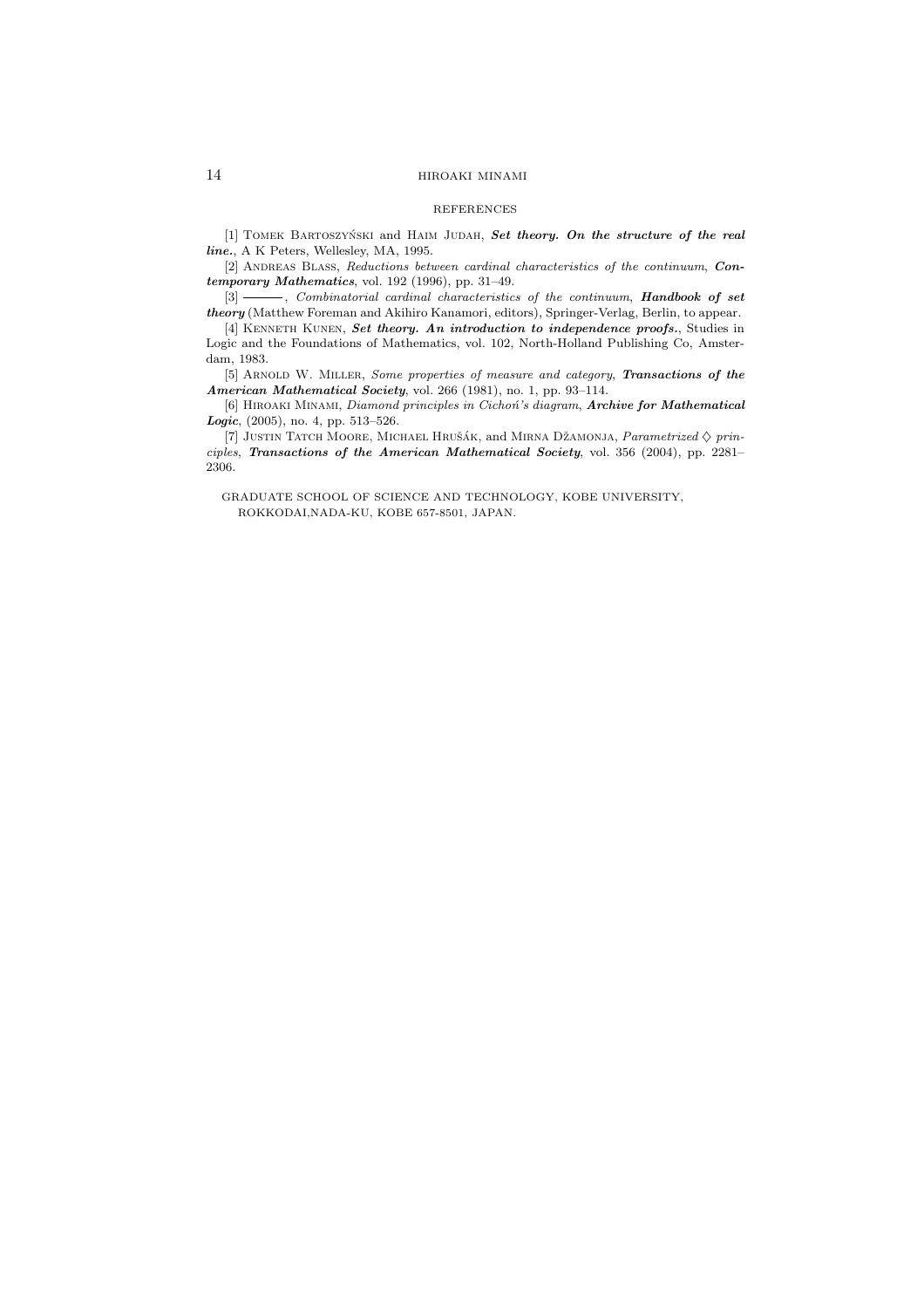## REFERENCES

[1] Tomek Bartoszyński and Haim Judah, ***Set theory. On the structure of the real line.***, A K Peters, Wellesley, MA, 1995.

[2] Andreas Blass, *Reductions between cardinal characteristics of the continuum*, ***Contemporary Mathematics***, vol. 192 (1996), pp. 31–49.

[3] ———, *Combinatorial cardinal characteristics of the continuum*, ***Handbook of set theory*** (Matthew Foreman and Akihiro Kanamori, editors), Springer-Verlag, Berlin, to appear.

[4] Kenneth Kunen, ***Set theory. An introduction to independence proofs.***, Studies in Logic and the Foundations of Mathematics, vol. 102, North-Holland Publishing Co, Amsterdam, 1983.

[5] Arnold W. Miller, *Some properties of measure and category*, ***Transactions of the American Mathematical Society***, vol. 266 (1981), no. 1, pp. 93–114.

[6] Hiroaki Minami, *Diamond principles in Cichoń's diagram*, ***Archive for Mathematical Logic***, (2005), no. 4, pp. 513–526.

[7] Justin Tatch Moore, Michael Hrušák, and Mirna Džamonja, *Parametrized $\diamondsuit$ principles*, ***Transactions of the American Mathematical Society***, vol. 356 (2004), pp. 2281–2306.

GRADUATE SCHOOL OF SCIENCE AND TECHNOLOGY, KOBE UNIVERSITY, ROKKODAI,NADA-KU, KOBE 657-8501, JAPAN.